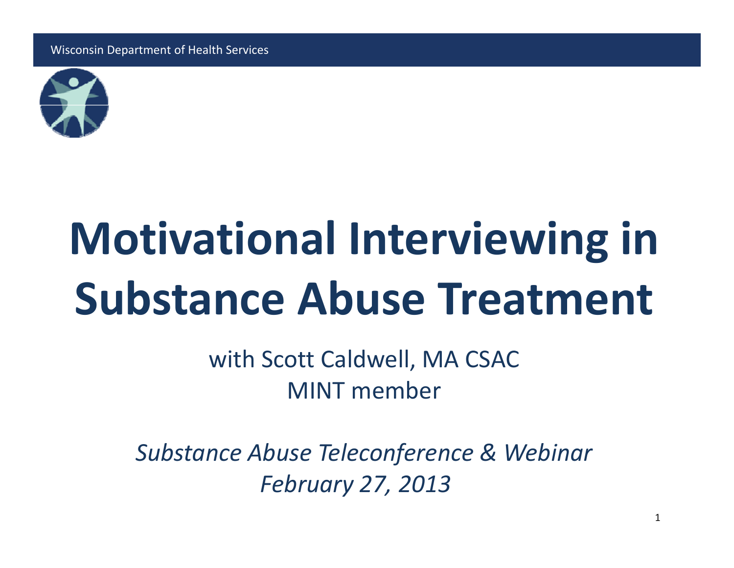Wisconsin Department of Health Services

# Motivational Interviewing in Substance Abuse Treatment

with Scott Caldwell, MA CSAC
MINT member

*Substance Abuse Teleconference & Webinar*
*February 27, 2013*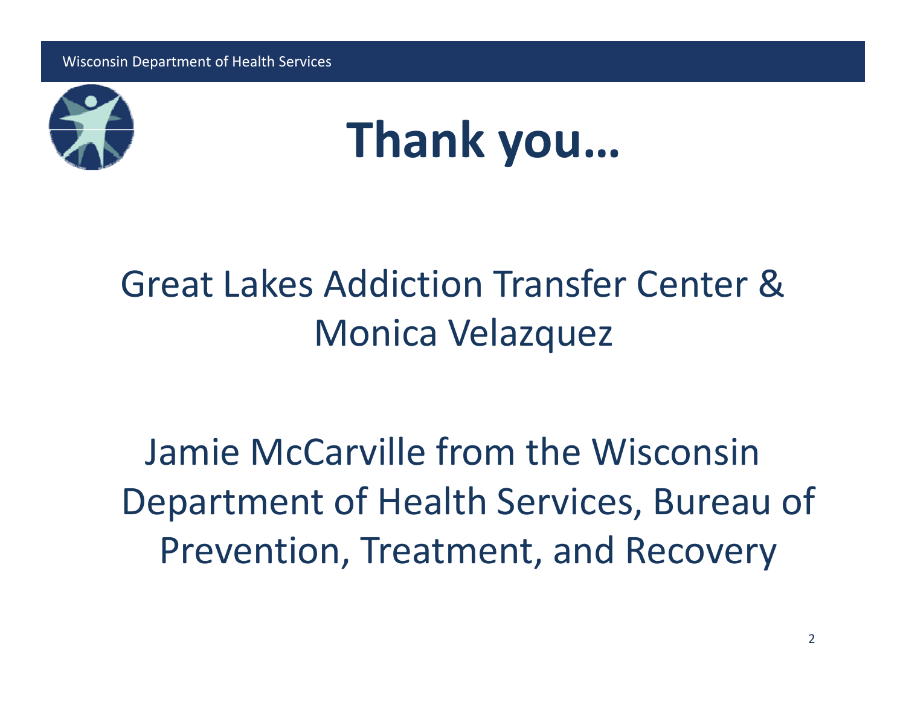# Thank you…

Great Lakes Addiction Transfer Center & Monica Velazquez

Jamie McCarville from the Wisconsin Department of Health Services, Bureau of Prevention, Treatment, and Recovery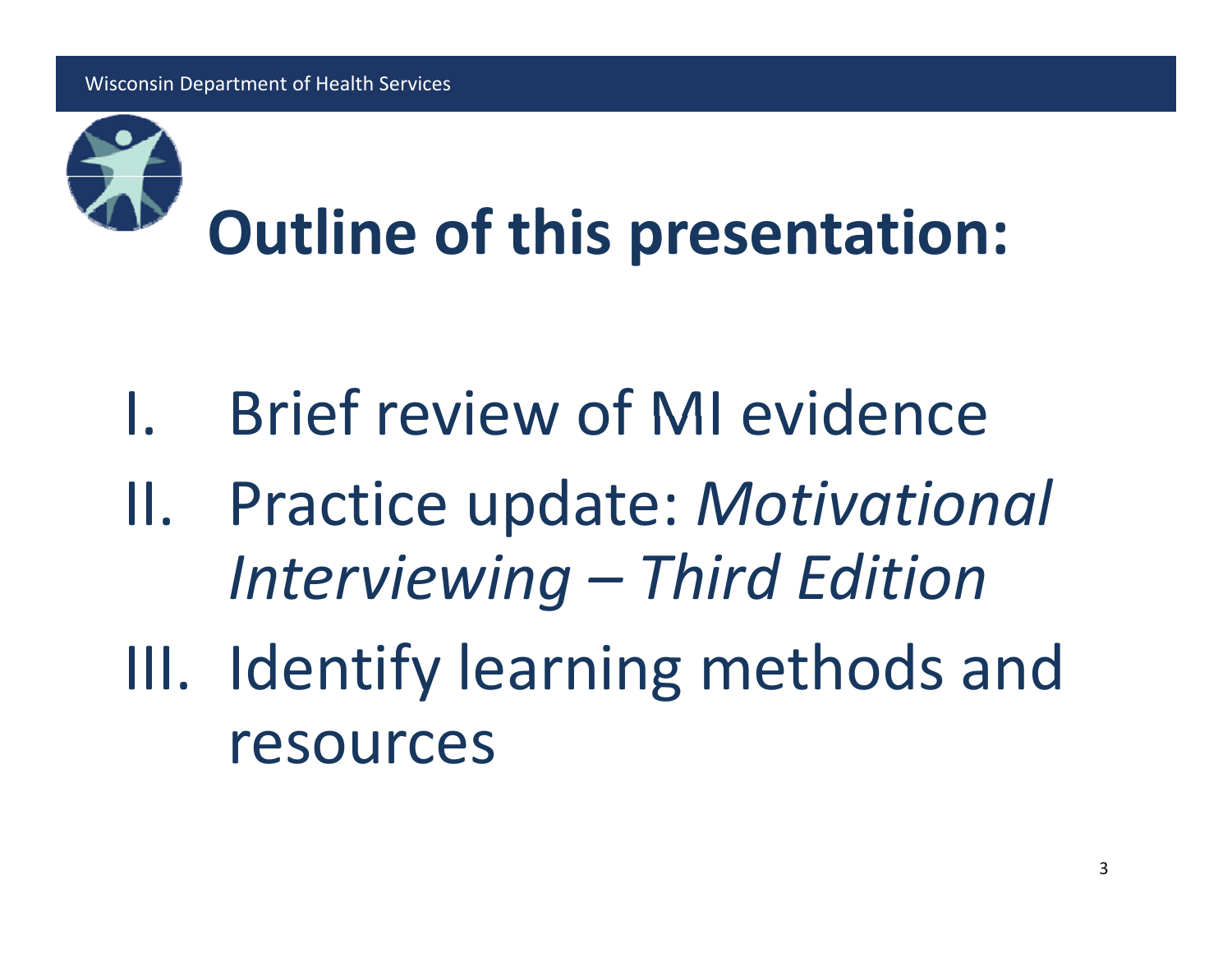# Outline of this presentation:

I. Brief review of MI evidence
II. Practice update: *Motivational Interviewing – Third Edition*
III. Identify learning methods and resources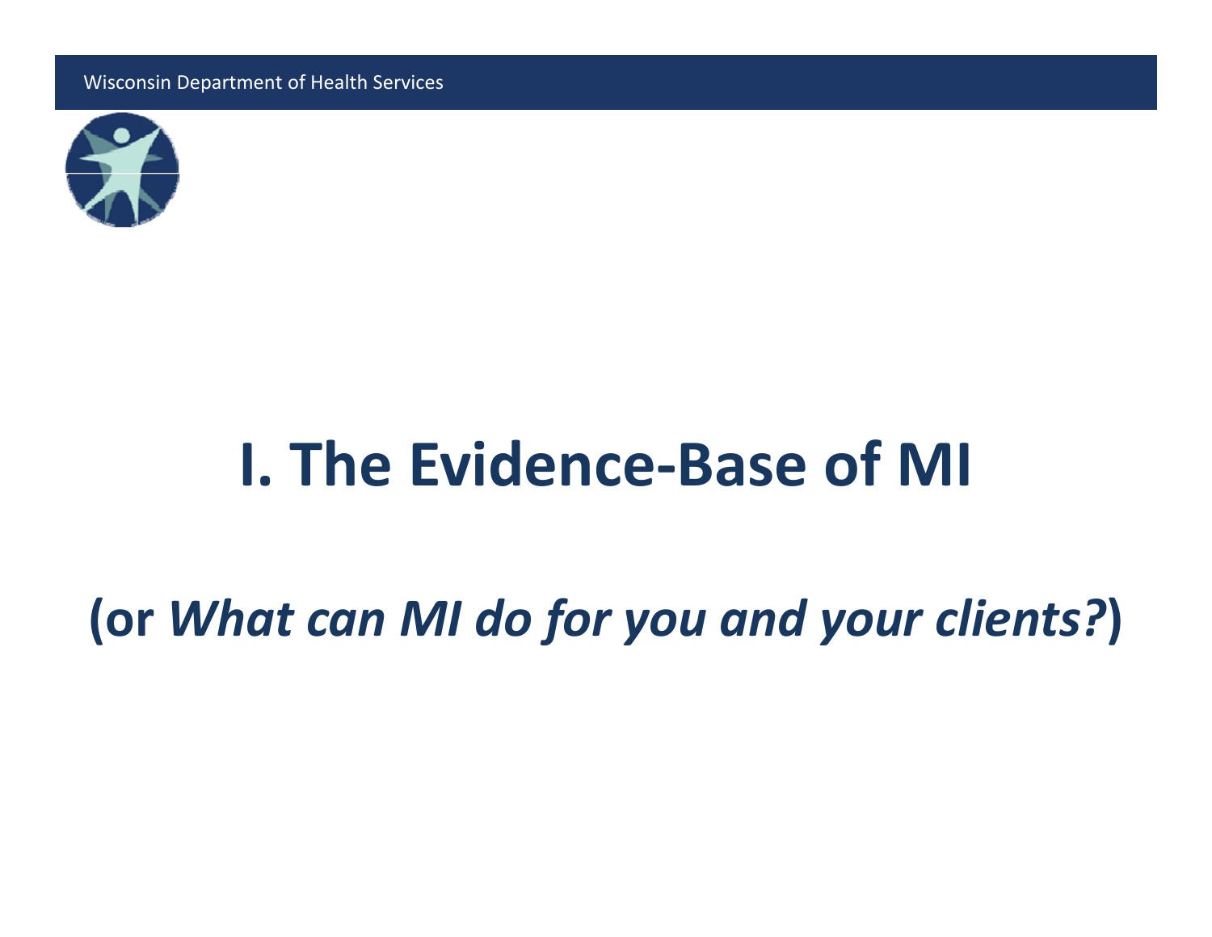# I. The Evidence-Base of MI

## (or *What can MI do for you and your clients?*)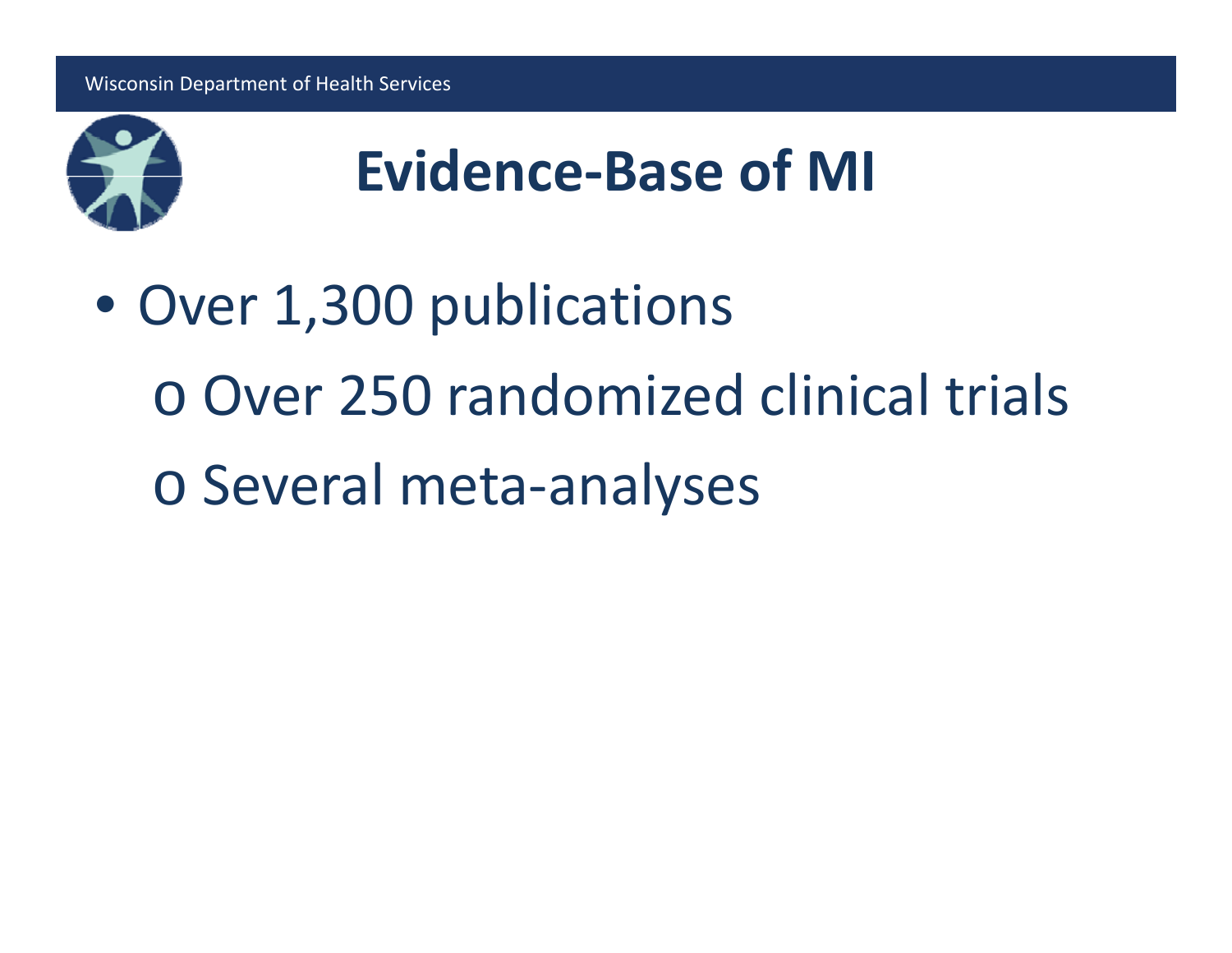# Evidence-Base of MI

- Over 1,300 publications
  - Over 250 randomized clinical trials
  - Several meta-analyses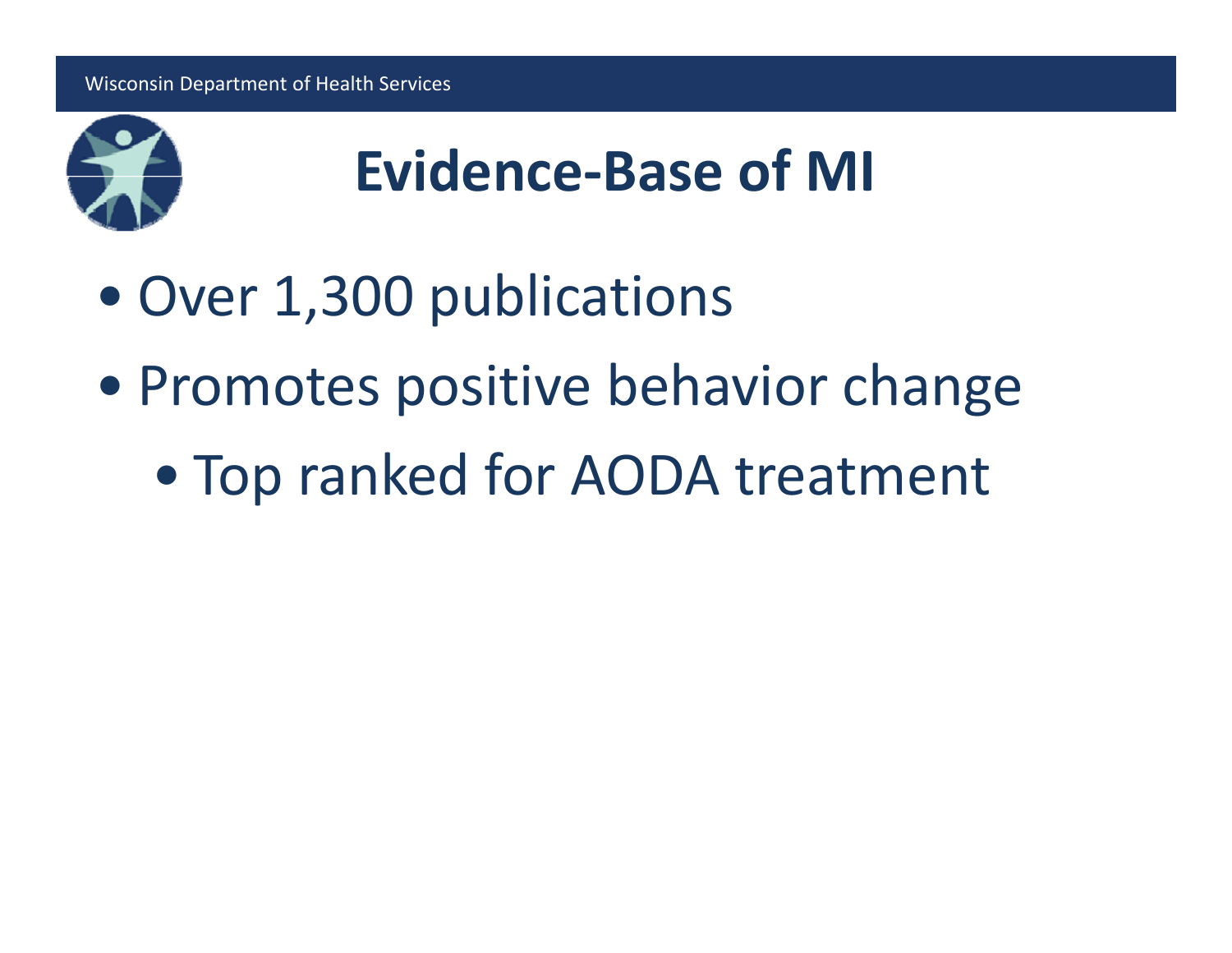# Evidence-Base of MI

- Over 1,300 publications
- Promotes positive behavior change
  - Top ranked for AODA treatment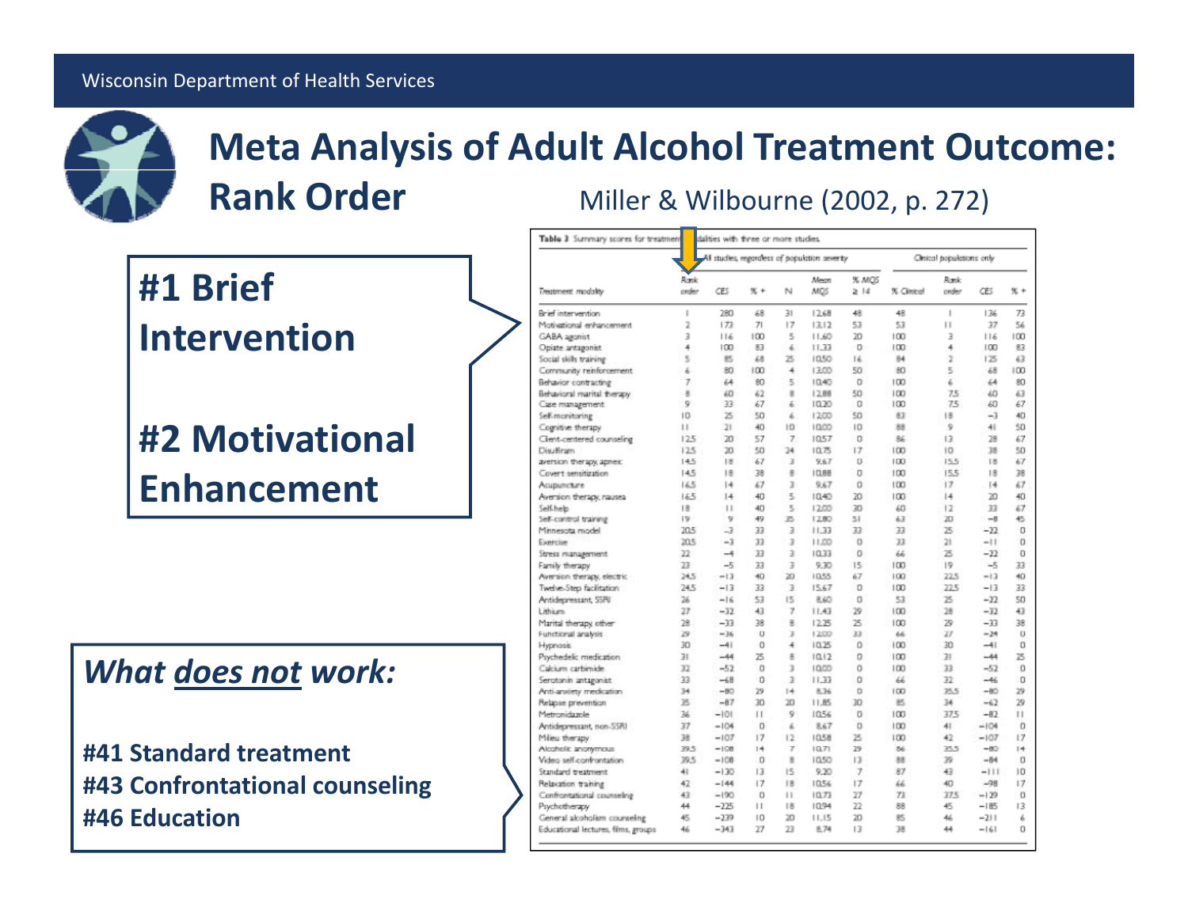# Meta Analysis of Adult Alcohol Treatment Outcome: Rank Order

Miller & Wilbourne (2002, p. 272)

**#1 Brief Intervention**

**#2 Motivational Enhancement**

***What does not work:***

**#41 Standard treatment**
**#43 Confrontational counseling**
**#46 Education**

Table 3 Summary scores for treatment modalities with three or more studies

| | All studies, regardless of population severity | | | | | | Clinical populations only | | | |
|---|---|---|---|---|---|---|---|---|---|---|
| Treatment modality | Rank order | CES | % + | N | Mean MQS | % MQS ≥ 14 | % Clinical | Rank order | CES | % + |
| Brief intervention | 1 | 280 | 68 | 31 | 12.68 | 48 | 48 | 1 | 136 | 73 |
| Motivational enhancement | 2 | 173 | 71 | 17 | 13.12 | 53 | 53 | 11 | 37 | 56 |
| GABA agonist | 3 | 116 | 100 | 5 | 11.60 | 20 | 100 | 3 | 116 | 100 |
| Opiate antagonist | 4 | 100 | 83 | 6 | 11.33 | 0 | 100 | 4 | 100 | 83 |
| Social skills training | 5 | 85 | 68 | 25 | 10.50 | 16 | 84 | 2 | 125 | 63 |
| Community reinforcement | 6 | 80 | 100 | 4 | 13.00 | 50 | 80 | 5 | 68 | 100 |
| Behavior contracting | 7 | 64 | 80 | 5 | 10.40 | 0 | 100 | 6 | 64 | 80 |
| Behavioral marital therapy | 8 | 60 | 62 | 8 | 12.88 | 50 | 100 | 7.5 | 60 | 63 |
| Case management | 9 | 33 | 67 | 6 | 10.20 | 0 | 100 | 7.5 | 60 | 67 |
| Self-monitoring | 10 | 25 | 50 | 6 | 12.00 | 50 | 83 | 18 | −3 | 40 |
| Cognitive therapy | 11 | 21 | 40 | 10 | 10.00 | 10 | 88 | 9 | 41 | 50 |
| Client-centered counseling | 12.5 | 20 | 57 | 7 | 10.57 | 0 | 86 | 13 | 28 | 67 |
| Disulfiram | 12.5 | 20 | 50 | 24 | 10.75 | 17 | 100 | 10 | 38 | 50 |
| aversion therapy, apneic | 14.5 | 18 | 67 | 3 | 9.67 | 0 | 100 | 15.5 | 18 | 67 |
| Covert sensitization | 14.5 | 18 | 38 | 8 | 10.88 | 0 | 100 | 15.5 | 18 | 38 |
| Acupuncture | 16.5 | 14 | 67 | 3 | 9.67 | 0 | 100 | 17 | 14 | 67 |
| Aversion therapy, nausea | 16.5 | 14 | 40 | 5 | 10.40 | 20 | 100 | 14 | 20 | 40 |
| Self-help | 18 | 11 | 40 | 5 | 12.00 | 30 | 60 | 12 | 33 | 67 |
| Self-control training | 19 | 9 | 49 | 35 | 12.80 | 51 | 63 | 20 | −8 | 45 |
| Minnesota model | 20.5 | −3 | 33 | 3 | 11.33 | 33 | 33 | 25 | −22 | 0 |
| Exercise | 20.5 | −3 | 33 | 3 | 11.00 | 0 | 33 | 21 | −11 | 0 |
| Stress management | 22 | −4 | 33 | 3 | 10.33 | 0 | 66 | 25 | −22 | 0 |
| Family therapy | 23 | −5 | 33 | 3 | 9.30 | 15 | 100 | 19 | −5 | 33 |
| Aversion therapy, electric | 24.5 | −13 | 40 | 20 | 10.55 | 67 | 100 | 22.5 | −13 | 40 |
| Twelve-Step facilitation | 24.5 | −13 | 33 | 3 | 15.67 | 0 | 100 | 22.5 | −13 | 33 |
| Antidepressant, SSRI | 26 | −16 | 53 | 15 | 8.60 | 0 | 53 | 25 | −22 | 50 |
| Lithium | 27 | −32 | 43 | 7 | 11.43 | 29 | 100 | 28 | −32 | 43 |
| Marital therapy, other | 28 | −33 | 38 | 8 | 12.25 | 25 | 100 | 29 | −33 | 38 |
| Functional analysis | 29 | −36 | 0 | 3 | 12.00 | 33 | 66 | 27 | −24 | 0 |
| Hypnosis | 30 | −41 | 0 | 4 | 10.25 | 0 | 100 | 30 | −41 | 0 |
| Psychedelic medication | 31 | −44 | 25 | 8 | 10.12 | 0 | 100 | 31 | −44 | 25 |
| Calcium carbimide | 32 | −52 | 0 | 3 | 10.00 | 0 | 100 | 33 | −52 | 0 |
| Serotonin antagonist | 33 | −68 | 0 | 3 | 11.33 | 0 | 66 | 32 | −46 | 0 |
| Anti-anxiety medication | 34 | −80 | 29 | 14 | 8.36 | 0 | 100 | 35.5 | −80 | 29 |
| Relapse prevention | 35 | −87 | 30 | 20 | 11.85 | 30 | 85 | 34 | −62 | 29 |
| Metronidazole | 36 | −101 | 11 | 9 | 10.56 | 0 | 100 | 37.5 | −82 | 11 |
| Antidepressant, non-SSRI | 37 | −104 | 0 | 6 | 8.67 | 0 | 100 | 41 | −104 | 0 |
| Milieu therapy | 38 | −107 | 17 | 12 | 10.58 | 25 | 100 | 42 | −107 | 17 |
| Alcoholic anonymous | 39.5 | −108 | 14 | 7 | 10.71 | 29 | 86 | 35.5 | −80 | 14 |
| Video self-confrontation | 39.5 | −108 | 0 | 8 | 10.50 | 13 | 88 | 39 | −84 | 0 |
| Standard treatment | 41 | −130 | 13 | 15 | 9.20 | 7 | 87 | 43 | −111 | 10 |
| Relaxation training | 42 | −144 | 17 | 18 | 10.56 | 17 | 66 | 40 | −98 | 17 |
| Confrontational counseling | 43 | −190 | 0 | 11 | 10.73 | 27 | 73 | 37.5 | −129 | 0 |
| Psychotherapy | 44 | −225 | 11 | 18 | 10.94 | 22 | 88 | 45 | −185 | 13 |
| General alcoholism counseling | 45 | −239 | 10 | 20 | 11.15 | 20 | 85 | 46 | −211 | 6 |
| Educational lectures, films, groups | 46 | −343 | 27 | 23 | 8.74 | 13 | 38 | 44 | −161 | 0 |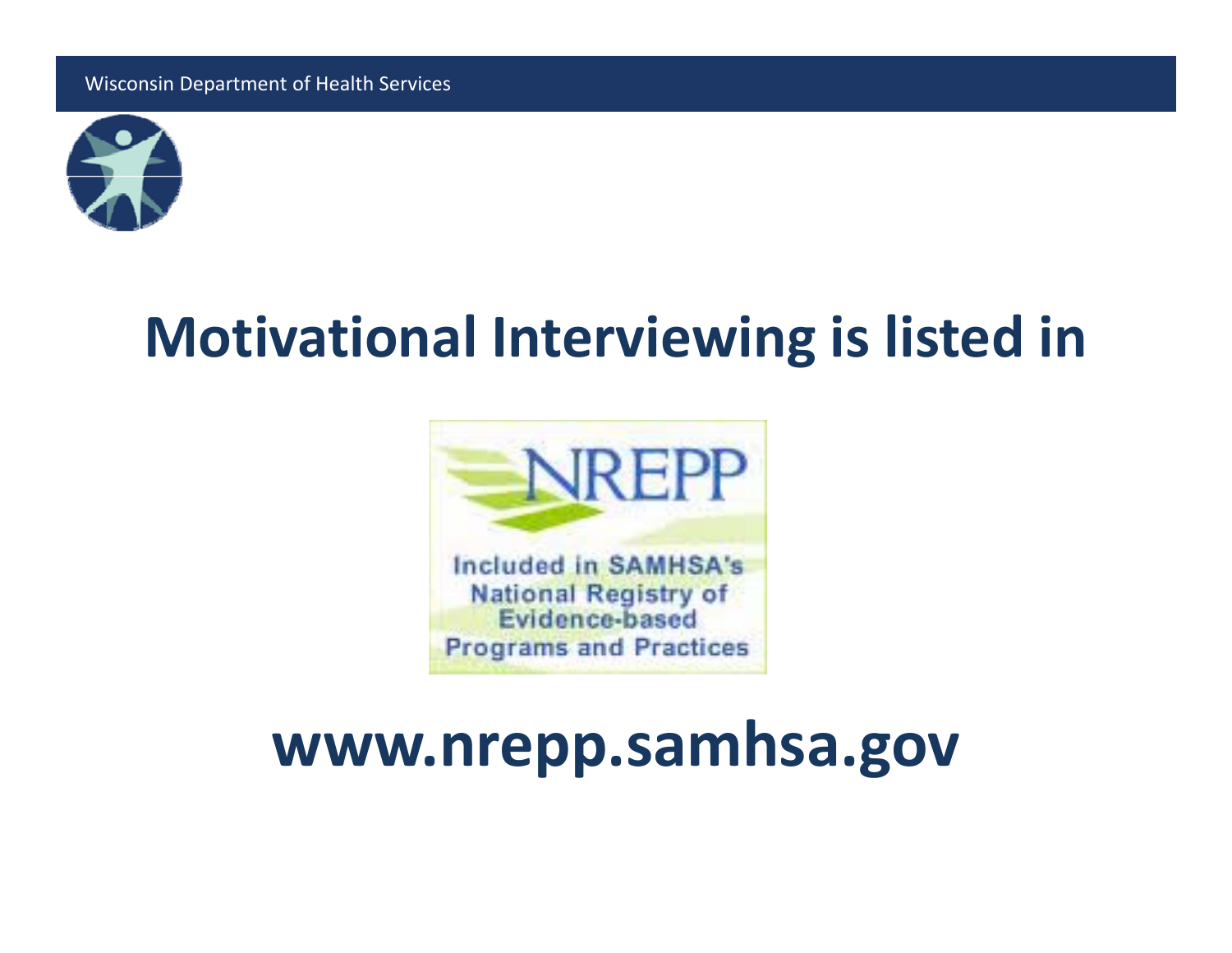# Motivational Interviewing is listed in

NREPP

Included in SAMHSA's National Registry of Evidence-based Programs and Practices

## www.nrepp.samhsa.gov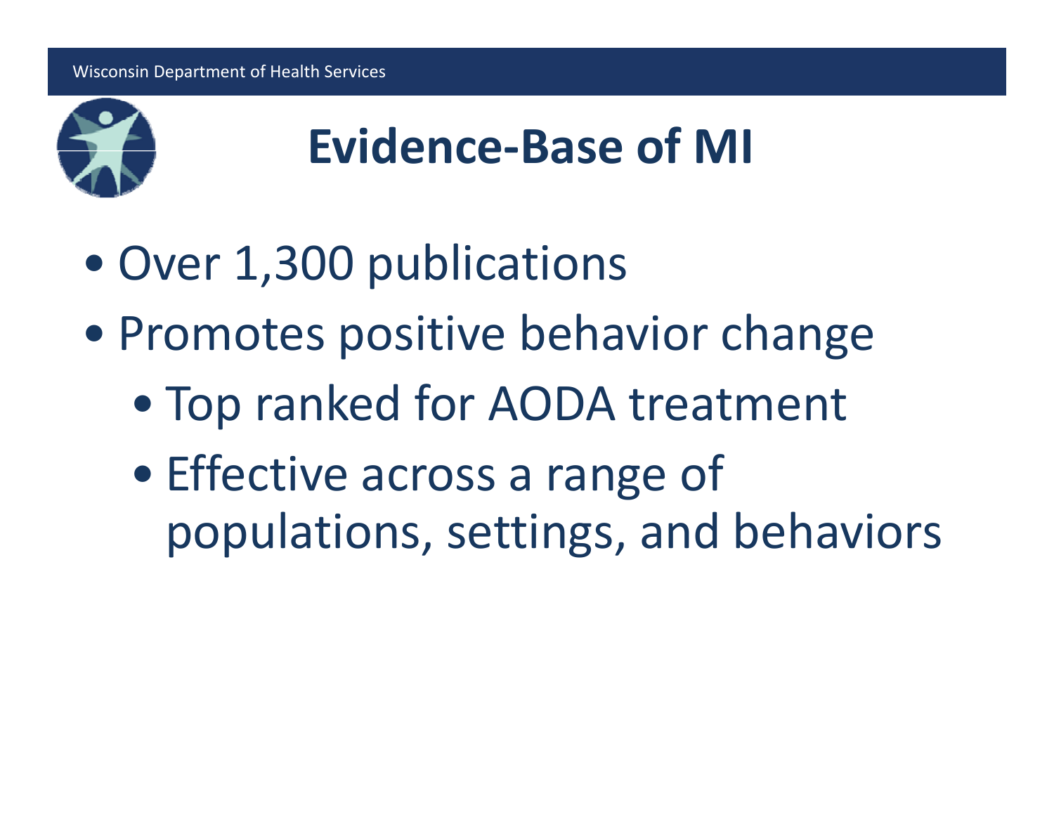# Evidence-Base of MI

- Over 1,300 publications
- Promotes positive behavior change
  - Top ranked for AODA treatment
  - Effective across a range of populations, settings, and behaviors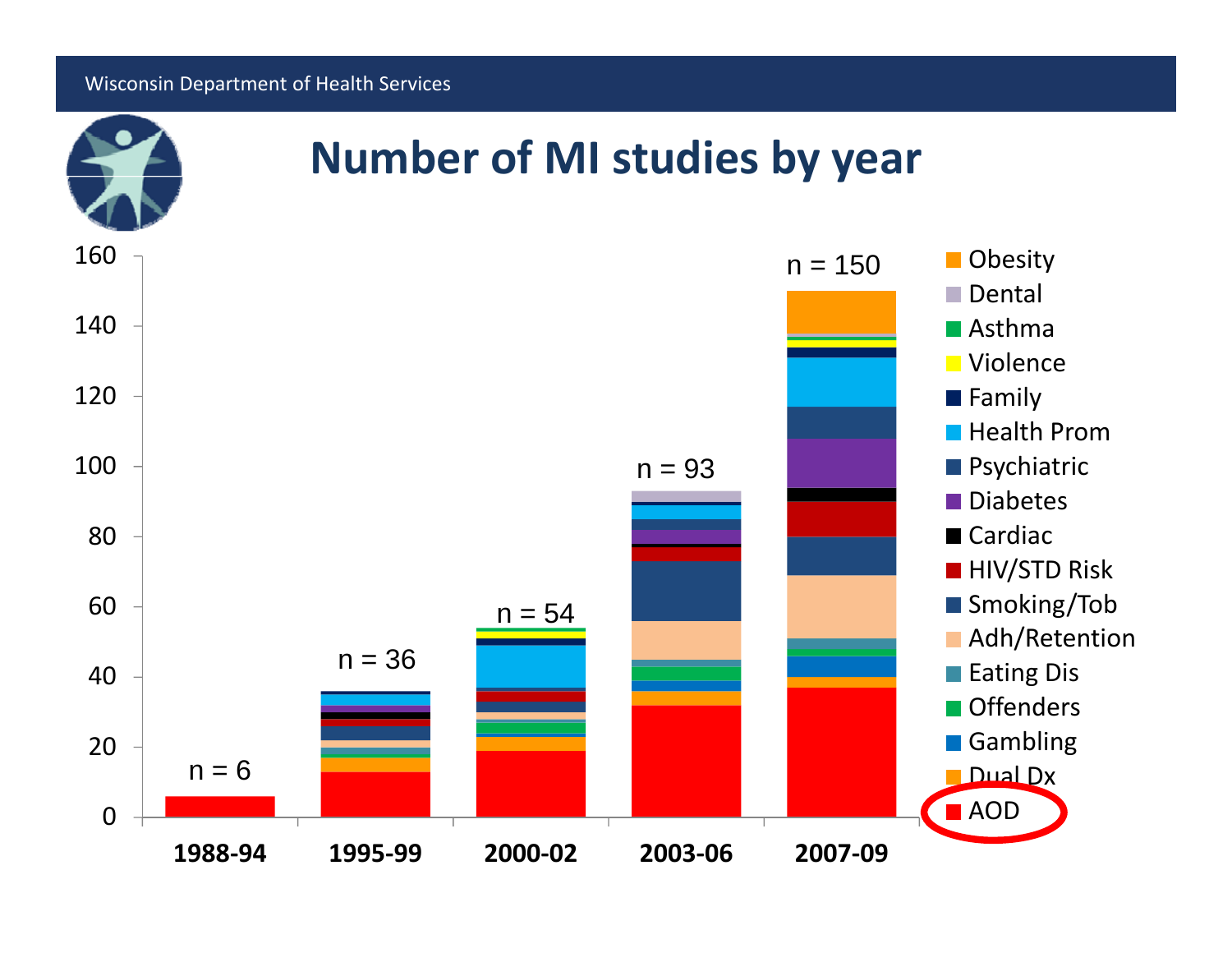# Number of MI studies by year

| Year | n |
| --- | --- |
| 1988-94 | n = 6 |
| 1995-99 | n = 36 |
| 2000-02 | n = 54 |
| 2003-06 | n = 93 |
| 2007-09 | n = 150 |

Legend: Obesity, Dental, Asthma, Violence, Family, Health Prom, Psychiatric, Diabetes, Cardiac, HIV/STD Risk, Smoking/Tob, Adh/Retention, Eating Dis, Offenders, Gambling, Dual Dx, AOD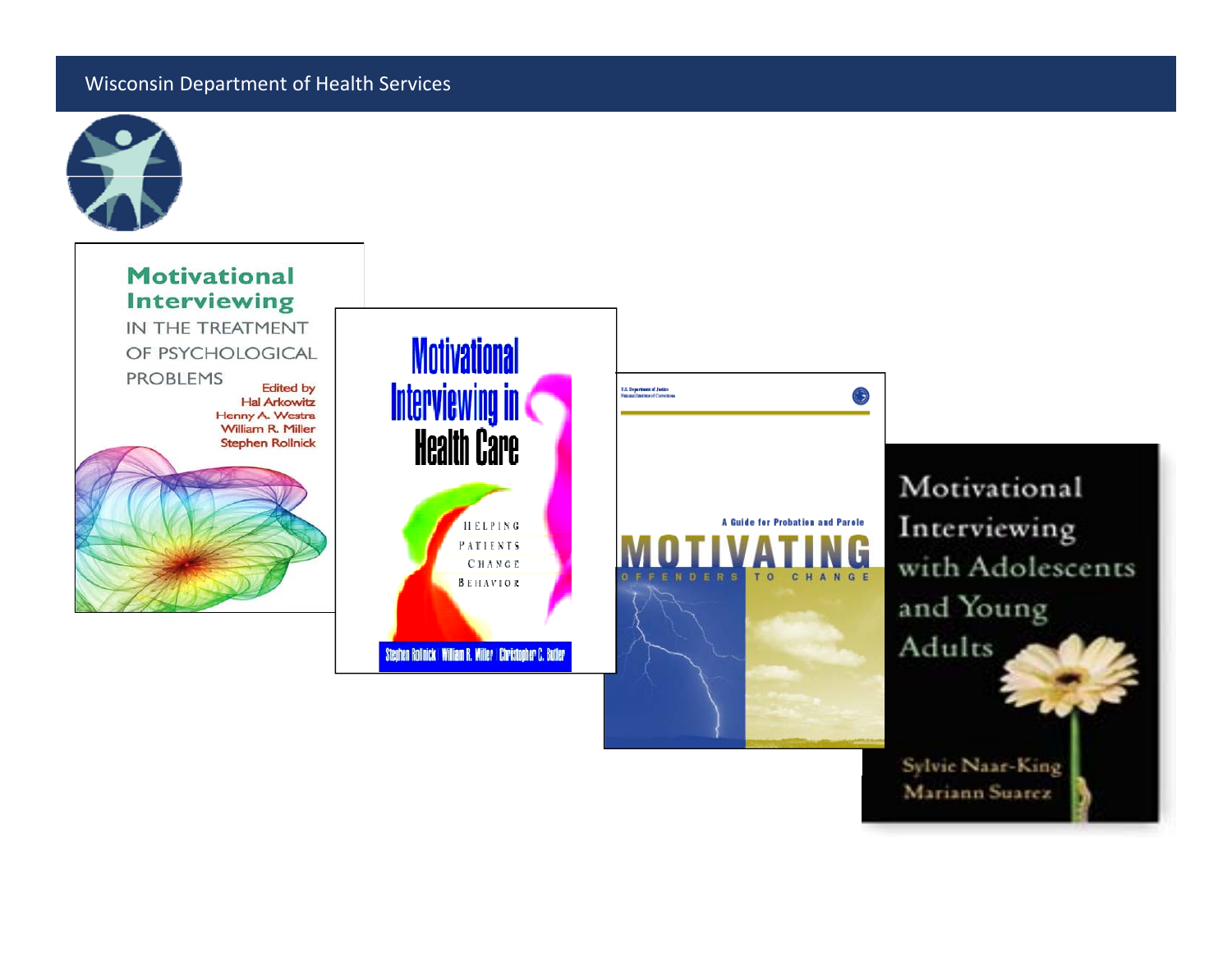Motivational Interviewing IN THE TREATMENT OF PSYCHOLOGICAL PROBLEMS
Edited by Hal Arkowitz, Henny A. Westra, William R. Miller, Stephen Rollnick

Motivational Interviewing in Health Care
HELPING PATIENTS CHANGE BEHAVIOR
Stephen Rollnick | William R. Miller | Christopher C. Butler

U.S. Department of Justice
National Institute of Corrections
A Guide for Probation and Parole
MOTIVATING OFFENDERS TO CHANGE

Motivational Interviewing with Adolescents and Young Adults
Sylvie Naar-King
Mariann Suarez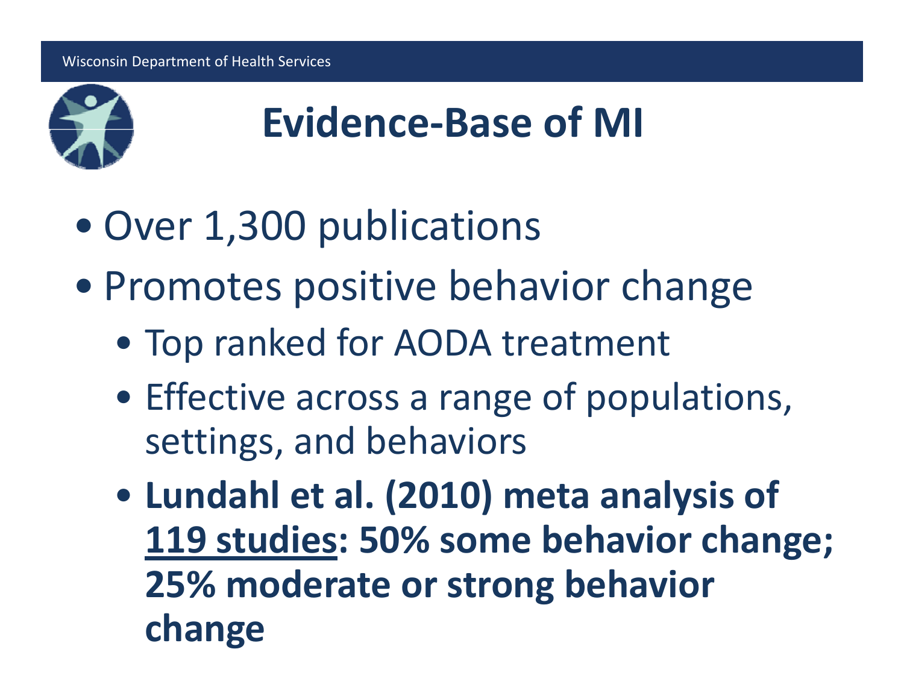# Evidence-Base of MI

- Over 1,300 publications
- Promotes positive behavior change
  - Top ranked for AODA treatment
  - Effective across a range of populations, settings, and behaviors
  - **Lundahl et al. (2010) meta analysis of <u>119 studies</u>: 50% some behavior change; 25% moderate or strong behavior change**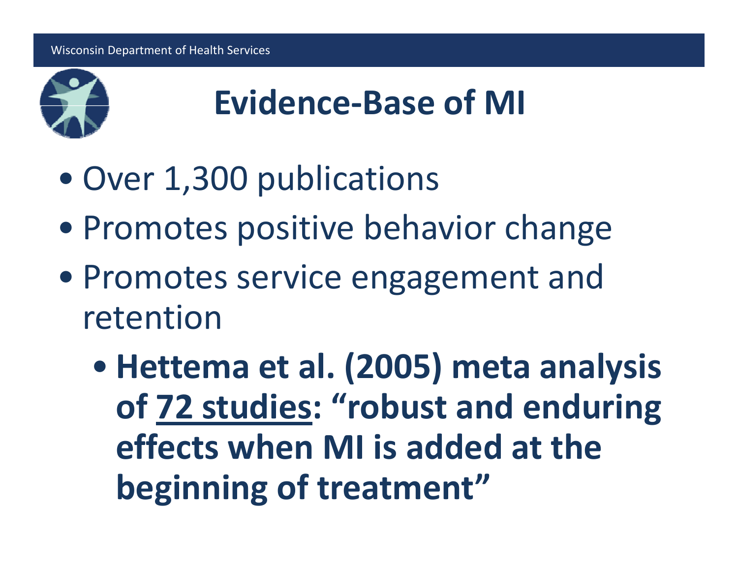# Evidence-Base of MI

- Over 1,300 publications
- Promotes positive behavior change
- Promotes service engagement and retention
  - **Hettema et al. (2005) meta analysis of 72 studies: "robust and enduring effects when MI is added at the beginning of treatment"**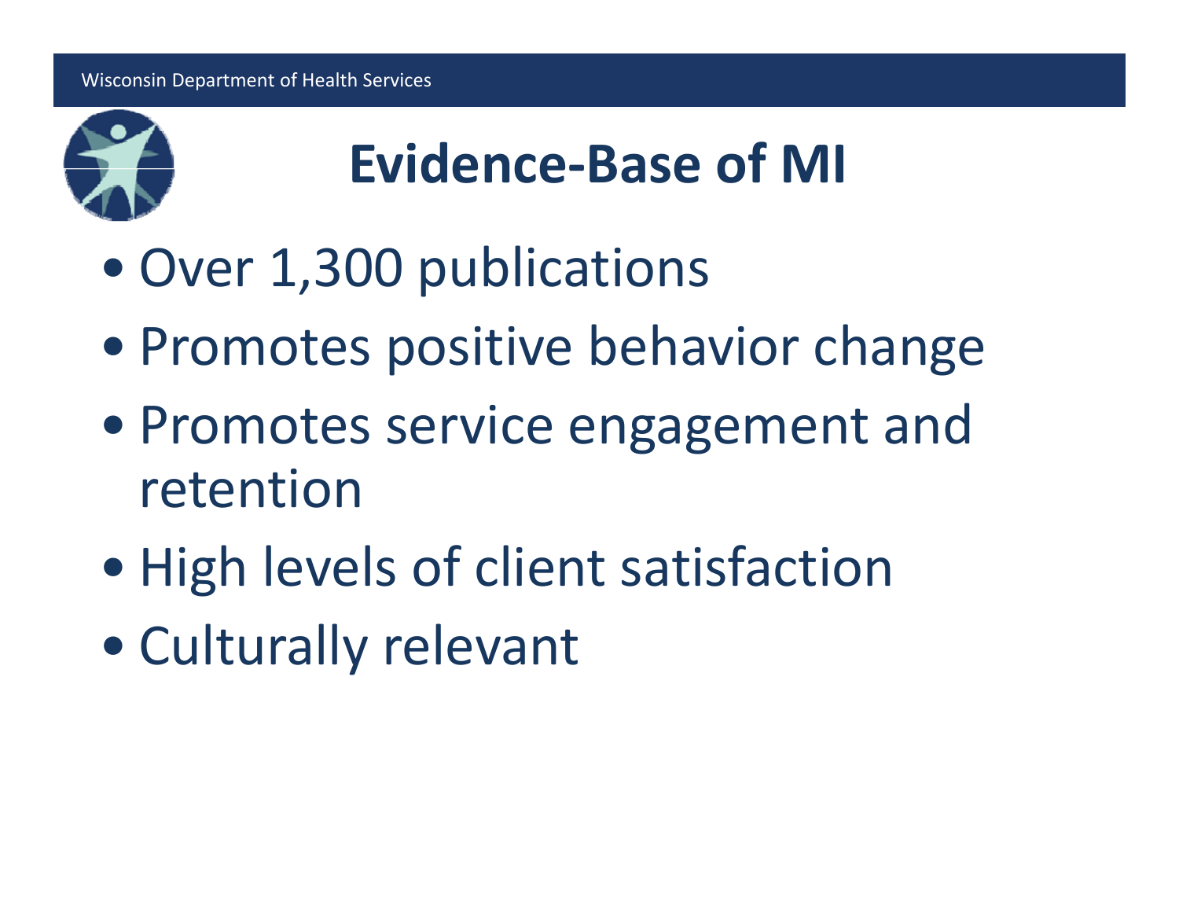# Evidence-Base of MI

- Over 1,300 publications
- Promotes positive behavior change
- Promotes service engagement and retention
- High levels of client satisfaction
- Culturally relevant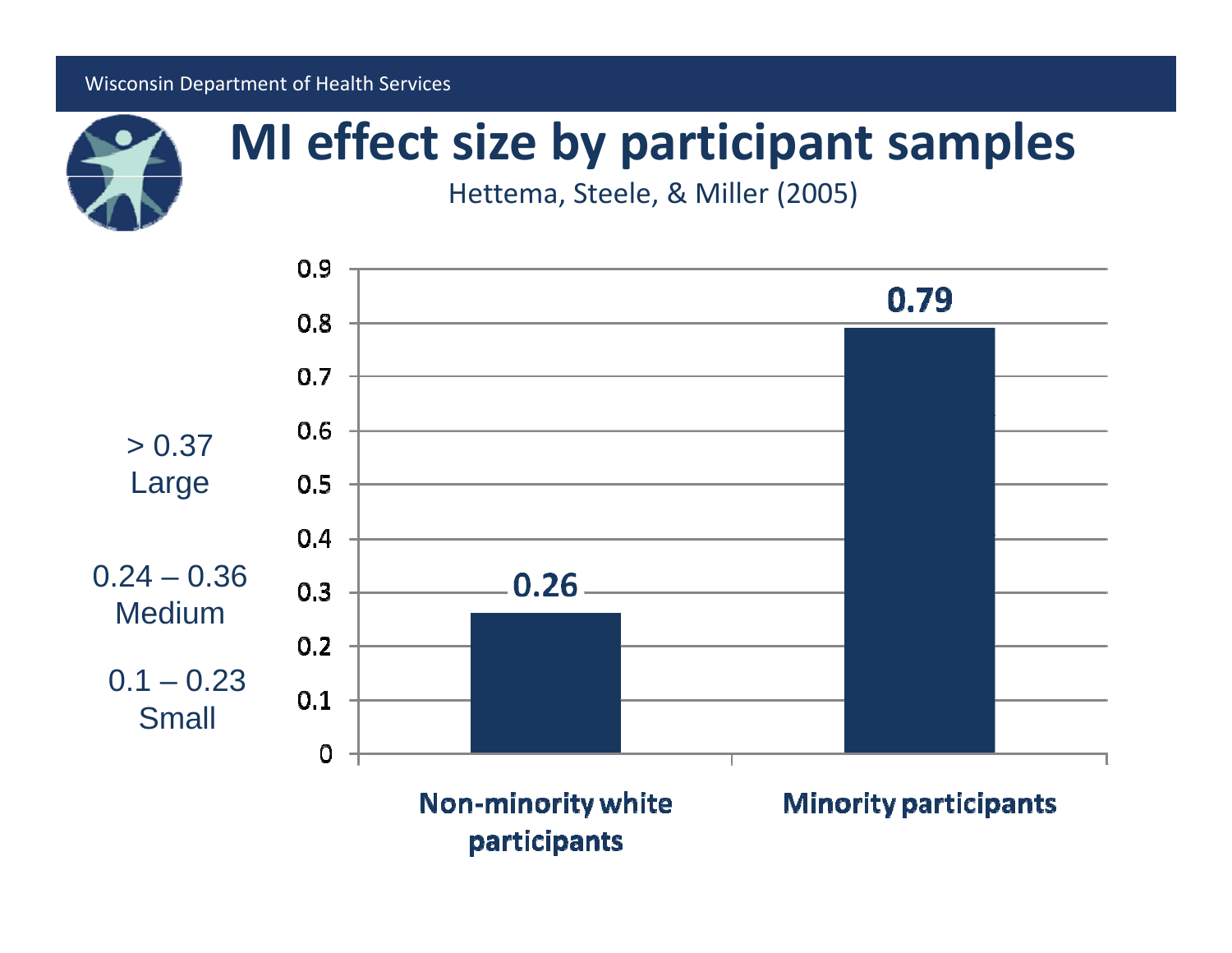# MI effect size by participant samples

Hettema, Steele, & Miller (2005)

> 0.37
Large

0.24 – 0.36
Medium

0.1 – 0.23
Small

| Participant sample | Effect size |
|---|---|
| Non-minority white participants | 0.26 |
| Minority participants | 0.79 |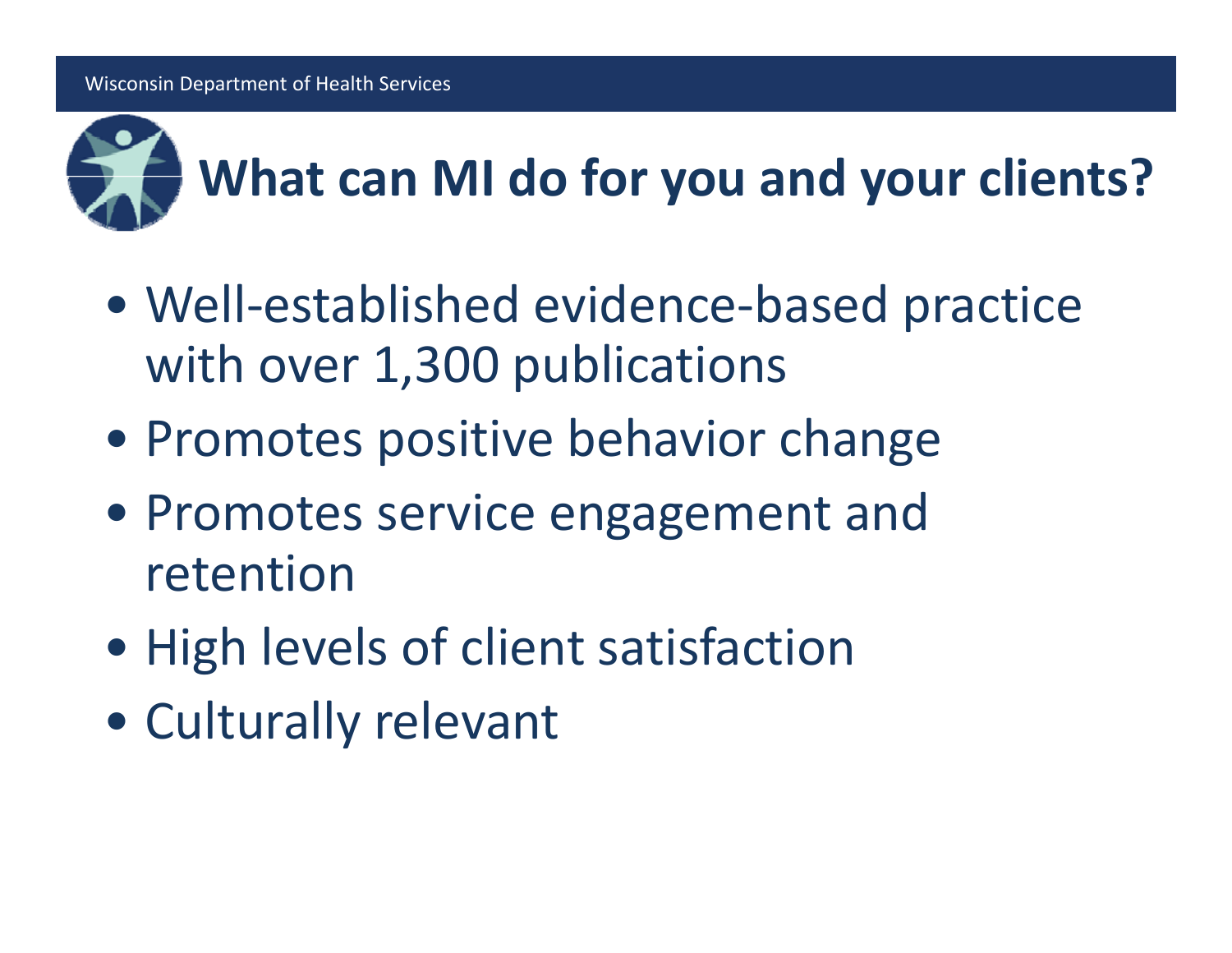# What can MI do for you and your clients?

- Well-established evidence-based practice with over 1,300 publications
- Promotes positive behavior change
- Promotes service engagement and retention
- High levels of client satisfaction
- Culturally relevant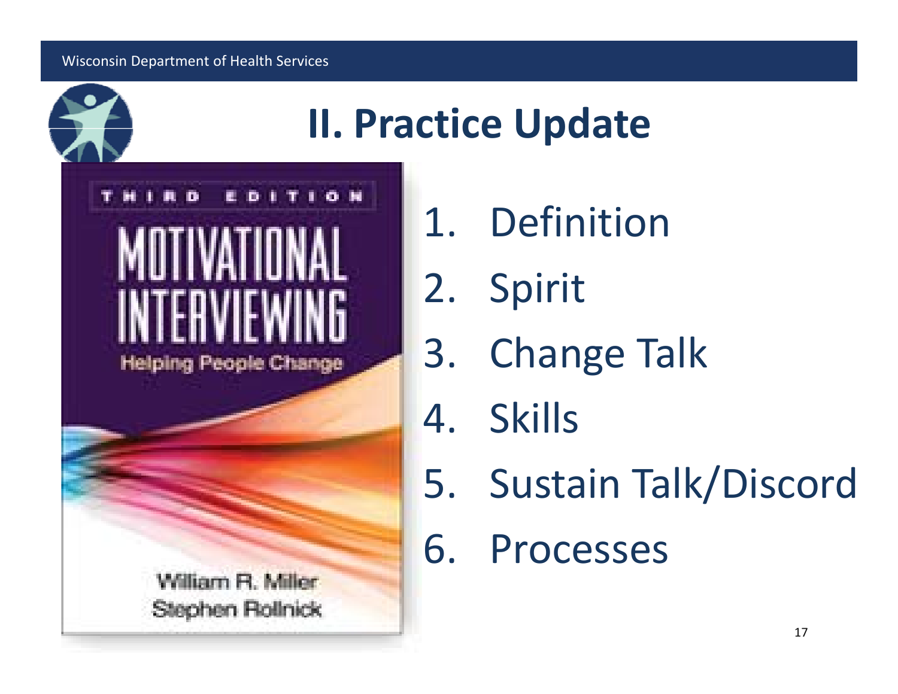# II. Practice Update

1. Definition
2. Spirit
3. Change Talk
4. Skills
5. Sustain Talk/Discord
6. Processes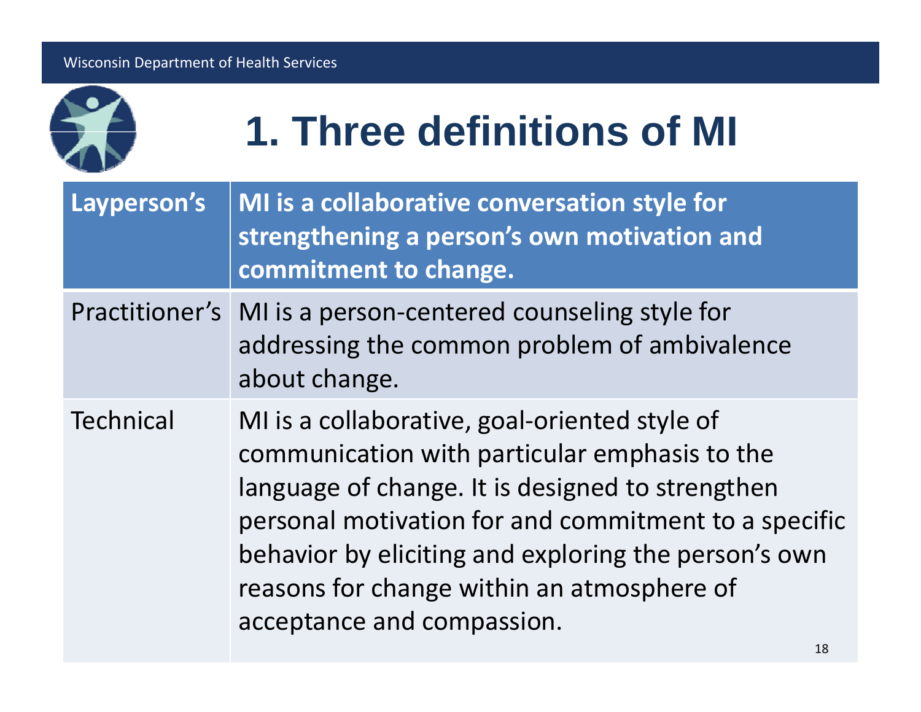# 1. Three definitions of MI

| **Layperson's** | **MI is a collaborative conversation style for strengthening a person's own motivation and commitment to change.** |
|---|---|
| Practitioner's | MI is a person-centered counseling style for addressing the common problem of ambivalence about change. |
| Technical | MI is a collaborative, goal-oriented style of communication with particular emphasis to the language of change. It is designed to strengthen personal motivation for and commitment to a specific behavior by eliciting and exploring the person's own reasons for change within an atmosphere of acceptance and compassion. |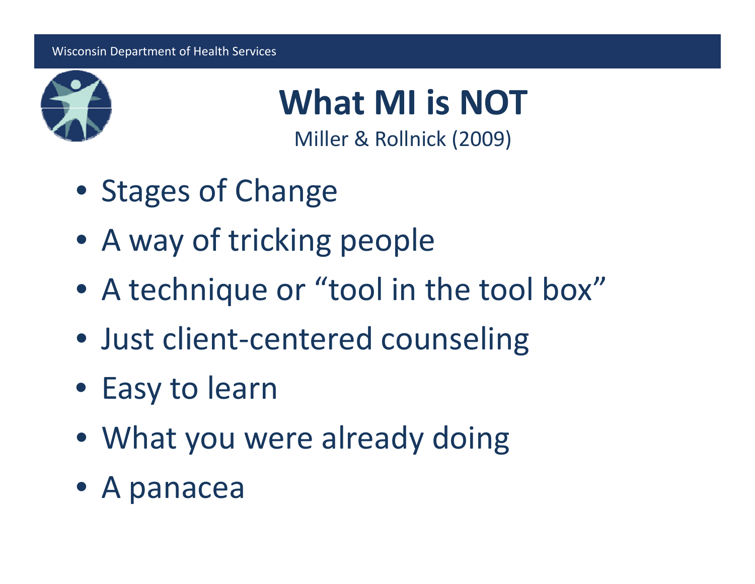# What MI is NOT

Miller & Rollnick (2009)

- Stages of Change
- A way of tricking people
- A technique or "tool in the tool box"
- Just client-centered counseling
- Easy to learn
- What you were already doing
- A panacea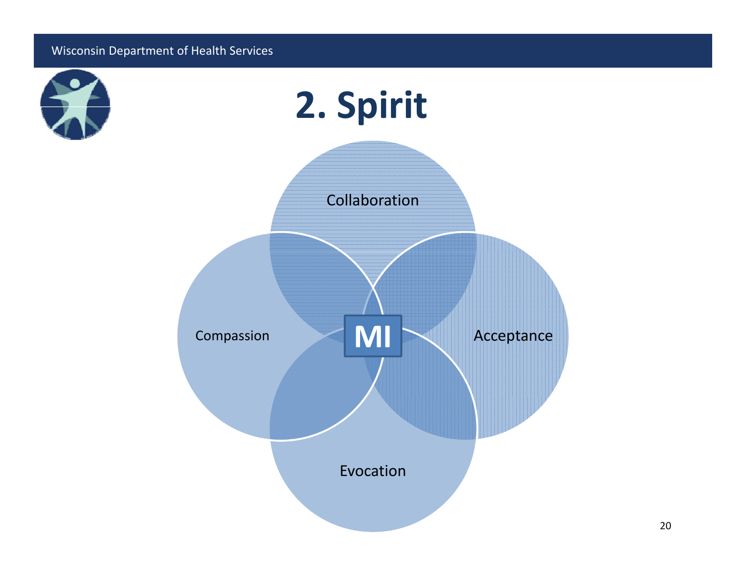# 2. Spirit

Collaboration

Compassion

MI

Acceptance

Evocation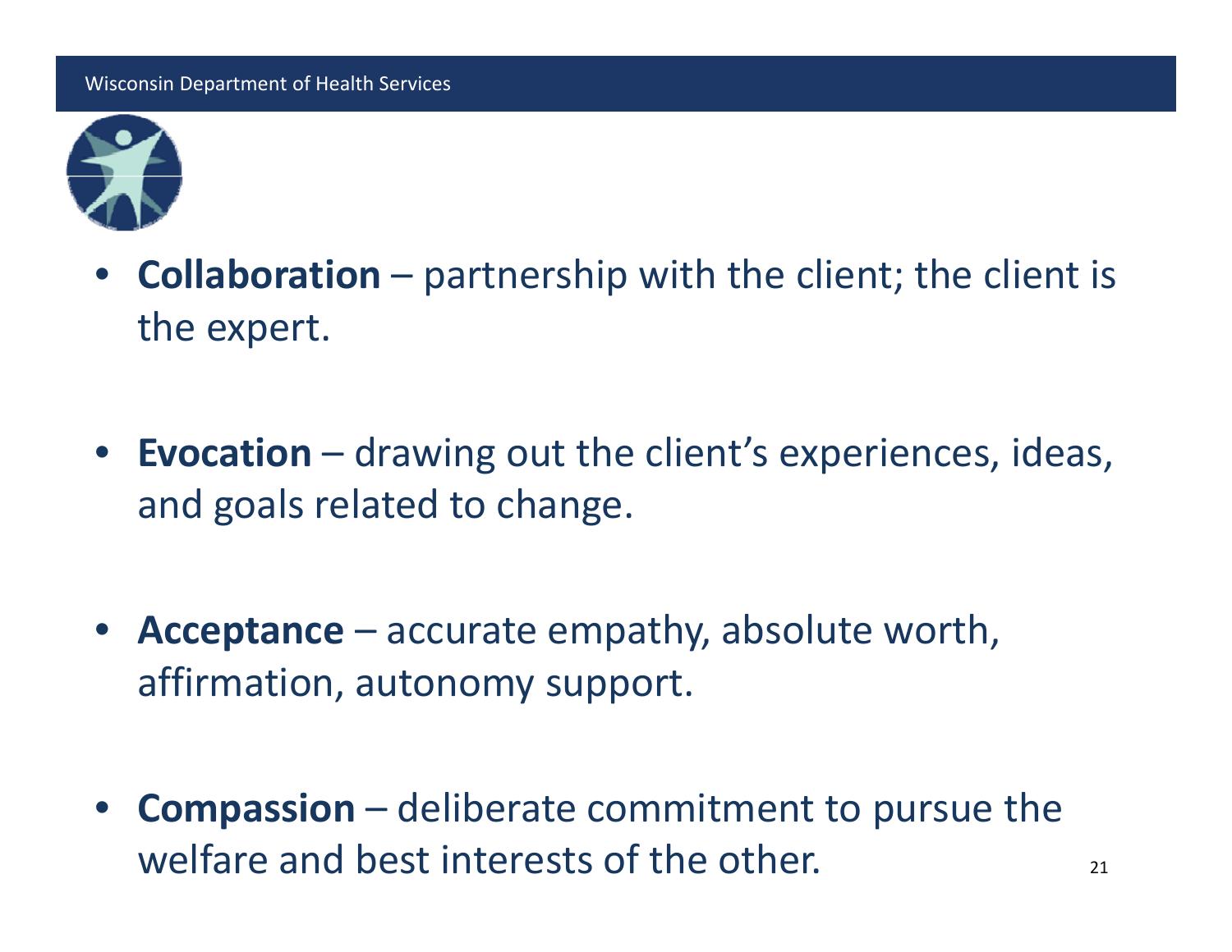- **Collaboration** – partnership with the client; the client is the expert.

- **Evocation** – drawing out the client's experiences, ideas, and goals related to change.

- **Acceptance** – accurate empathy, absolute worth, affirmation, autonomy support.

- **Compassion** – deliberate commitment to pursue the welfare and best interests of the other.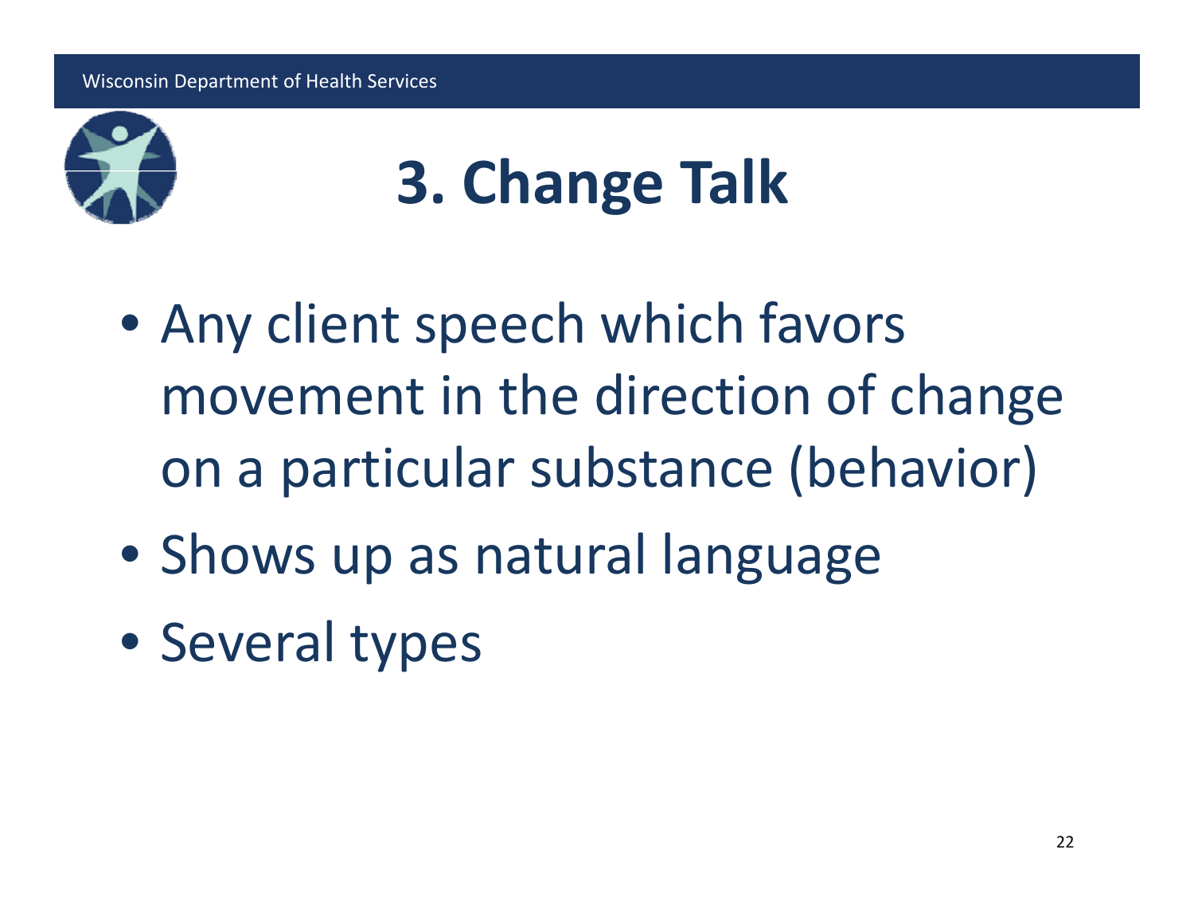# 3. Change Talk

- Any client speech which favors movement in the direction of change on a particular substance (behavior)
- Shows up as natural language
- Several types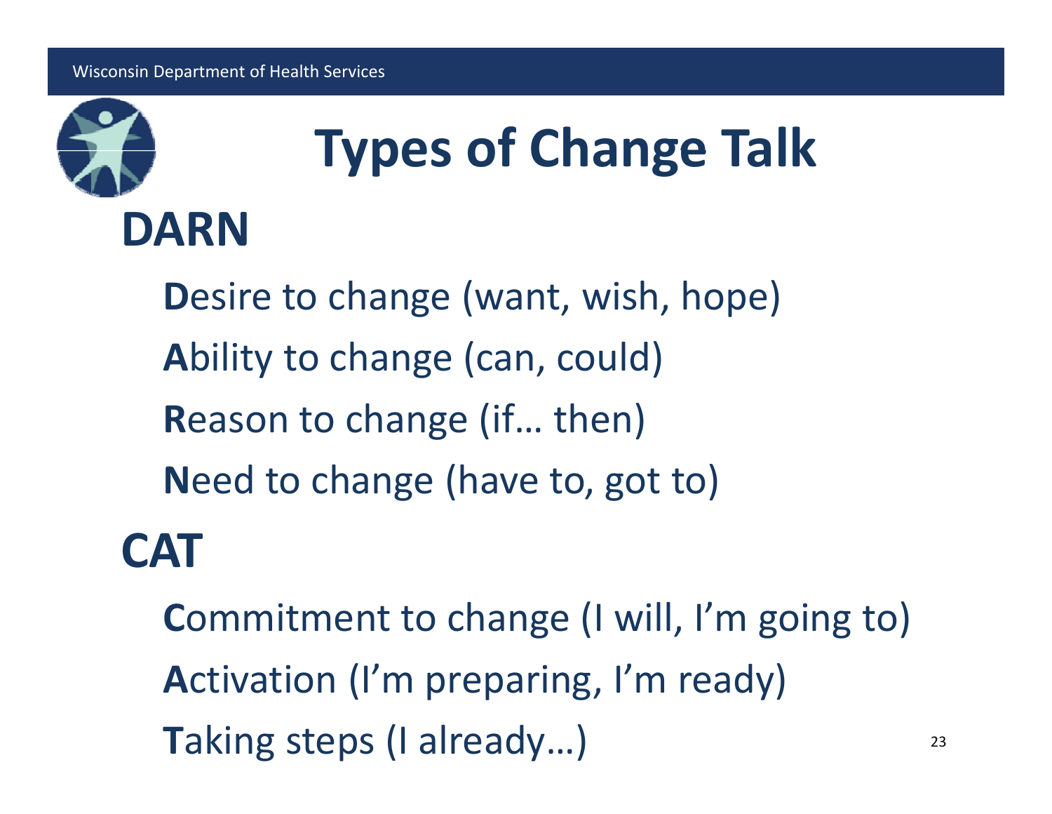# Types of Change Talk

## DARN

**D**esire to change (want, wish, hope)

**A**bility to change (can, could)

**R**eason to change (if… then)

**N**eed to change (have to, got to)

## CAT

**C**ommitment to change (I will, I'm going to)

**A**ctivation (I'm preparing, I'm ready)

**T**aking steps (I already…)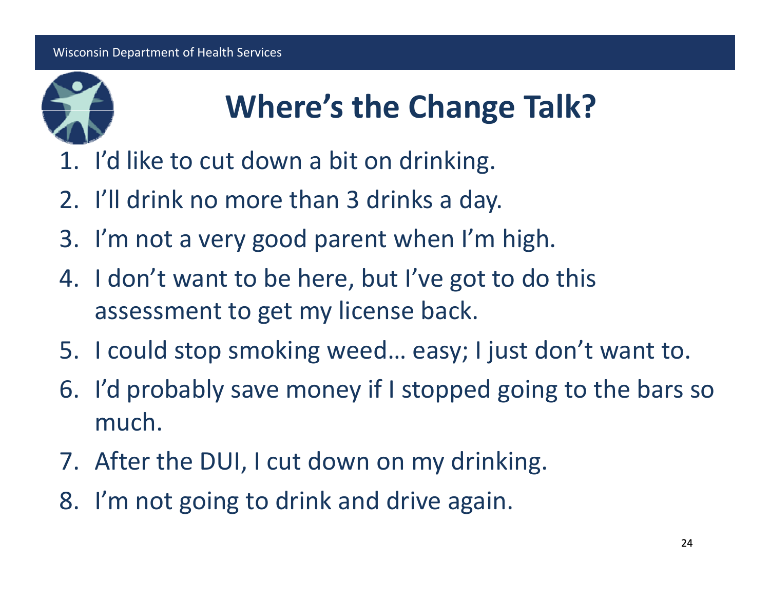# Where's the Change Talk?

1. I'd like to cut down a bit on drinking.
2. I'll drink no more than 3 drinks a day.
3. I'm not a very good parent when I'm high.
4. I don't want to be here, but I've got to do this assessment to get my license back.
5. I could stop smoking weed… easy; I just don't want to.
6. I'd probably save money if I stopped going to the bars so much.
7. After the DUI, I cut down on my drinking.
8. I'm not going to drink and drive again.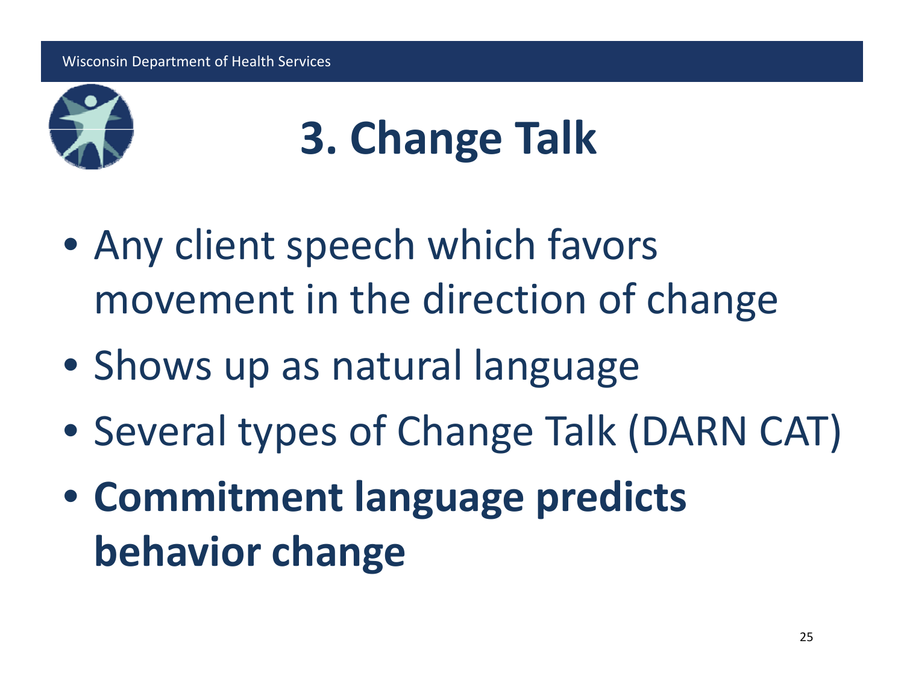# 3. Change Talk

- Any client speech which favors movement in the direction of change
- Shows up as natural language
- Several types of Change Talk (DARN CAT)
- **Commitment language predicts behavior change**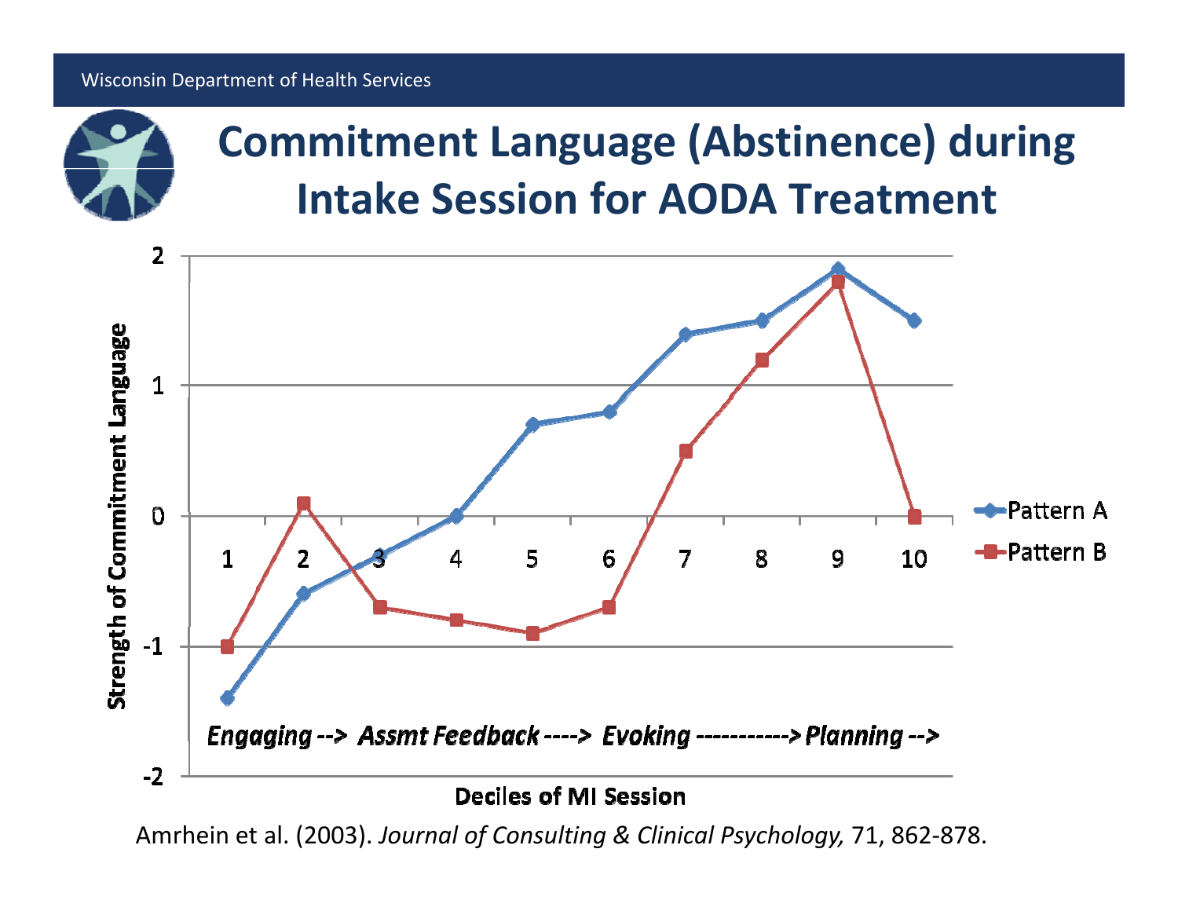# Commitment Language (Abstinence) during Intake Session for AODA Treatment

Strength of Commitment Language

| Decile | Pattern A | Pattern B |
|---|---|---|
| 1 | -1.4 | -1 |
| 2 | -0.6 | 0.1 |
| 3 | -0.3 | -0.7 |
| 4 | 0 | -0.8 |
| 5 | 0.7 | -0.9 |
| 6 | 0.8 | -0.7 |
| 7 | 1.4 | 0.5 |
| 8 | 1.5 | 1.2 |
| 9 | 1.9 | 1.8 |
| 10 | 1.5 | 0 |

*Engaging --> Assmt Feedback ----> Evoking -----------> Planning -->*

**Deciles of MI Session**

Amrhein et al. (2003). *Journal of Consulting & Clinical Psychology,* 71, 862-878.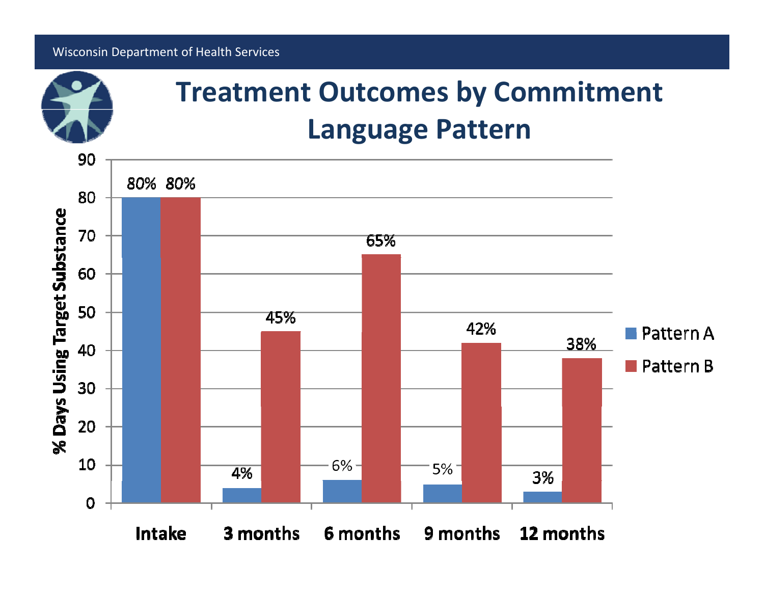# Treatment Outcomes by Commitment Language Pattern

| % Days Using Target Substance | Intake | 3 months | 6 months | 9 months | 12 months |
|---|---|---|---|---|---|
| Pattern A | 80% | 4% | 6% | 5% | 3% |
| Pattern B | 80% | 45% | 65% | 42% | 38% |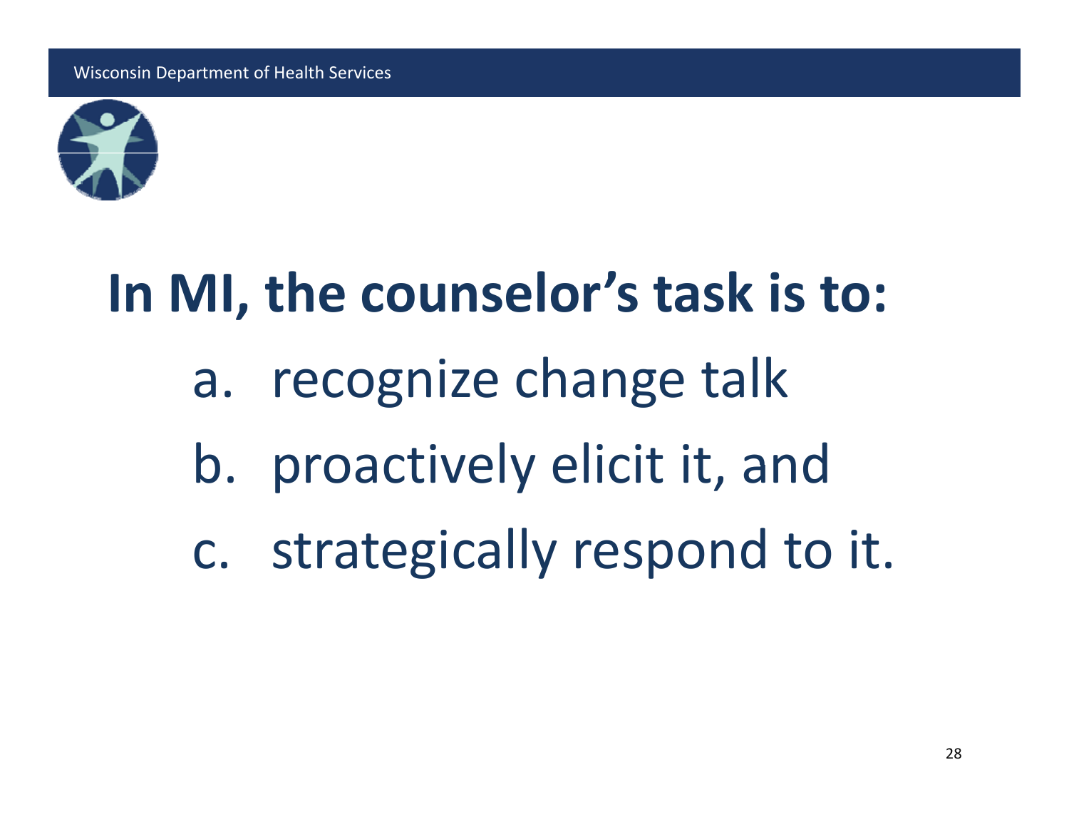# In MI, the counselor's task is to:

a. recognize change talk
b. proactively elicit it, and
c. strategically respond to it.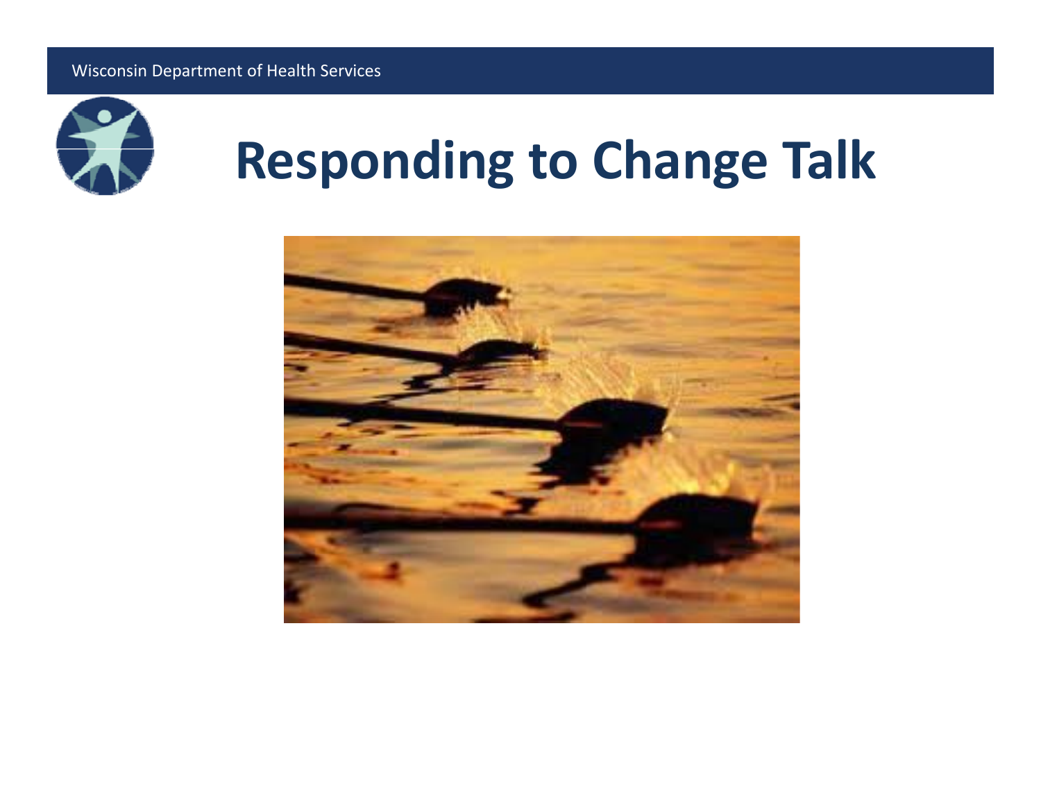# Responding to Change Talk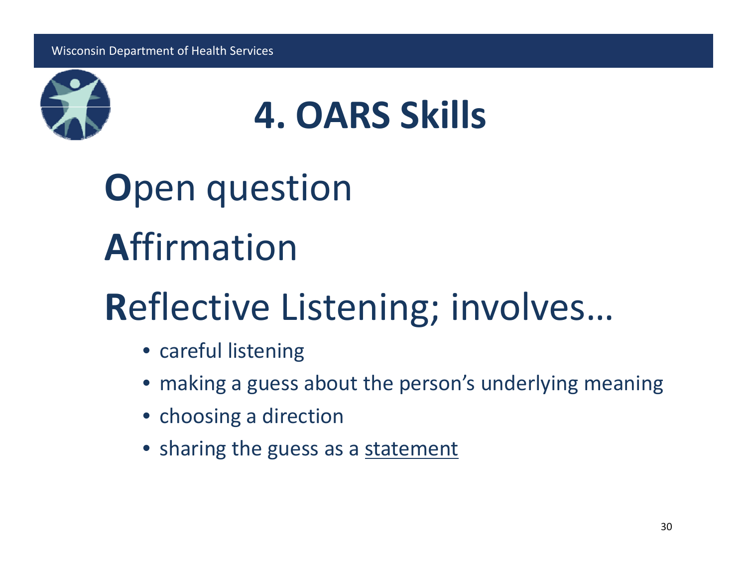# 4. OARS Skills

**O**pen question

**A**ffirmation

**R**eflective Listening; involves…

- careful listening
- making a guess about the person's underlying meaning
- choosing a direction
- sharing the guess as a <u>statement</u>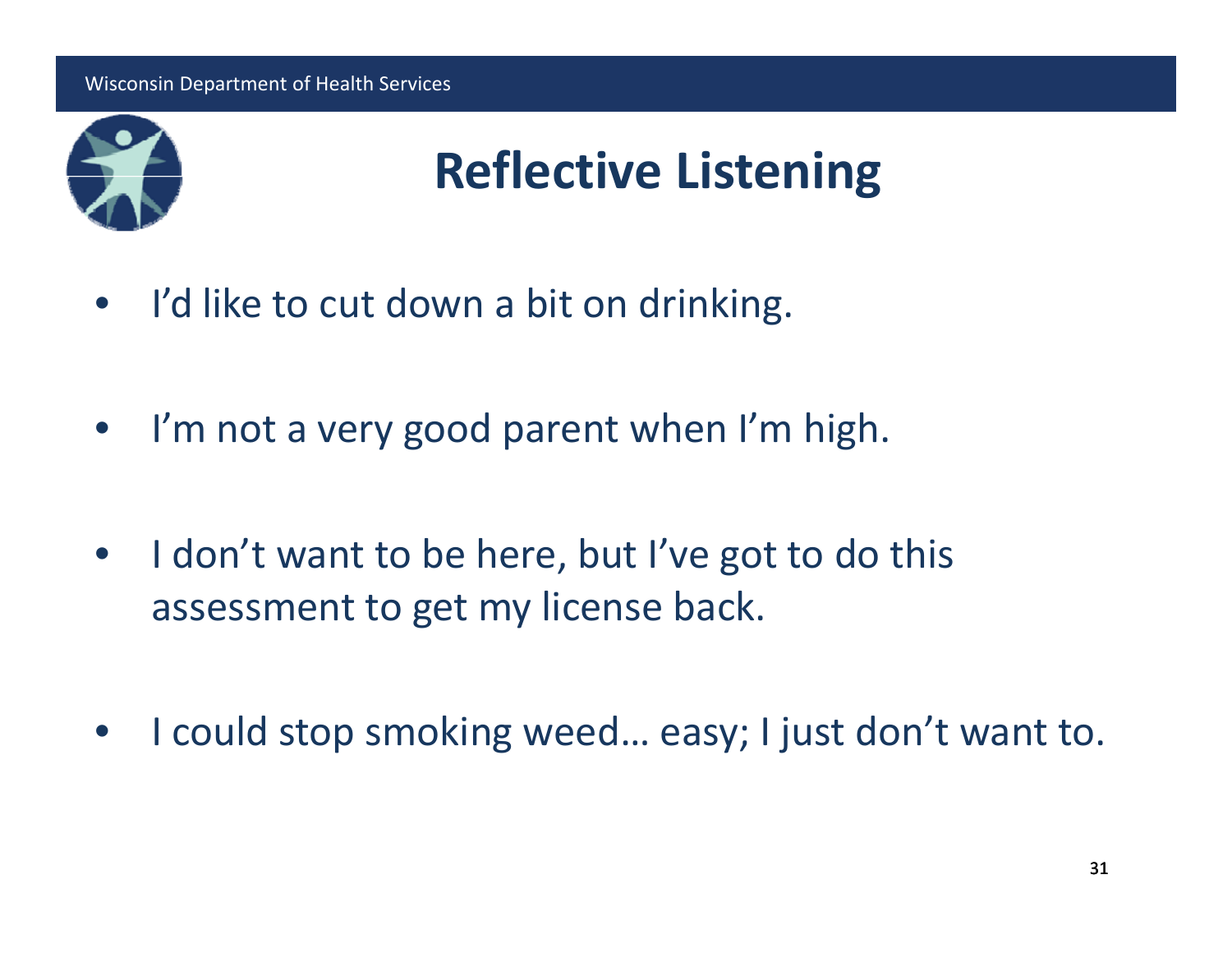# Reflective Listening

- I'd like to cut down a bit on drinking.
- I'm not a very good parent when I'm high.
- I don't want to be here, but I've got to do this assessment to get my license back.
- I could stop smoking weed… easy; I just don't want to.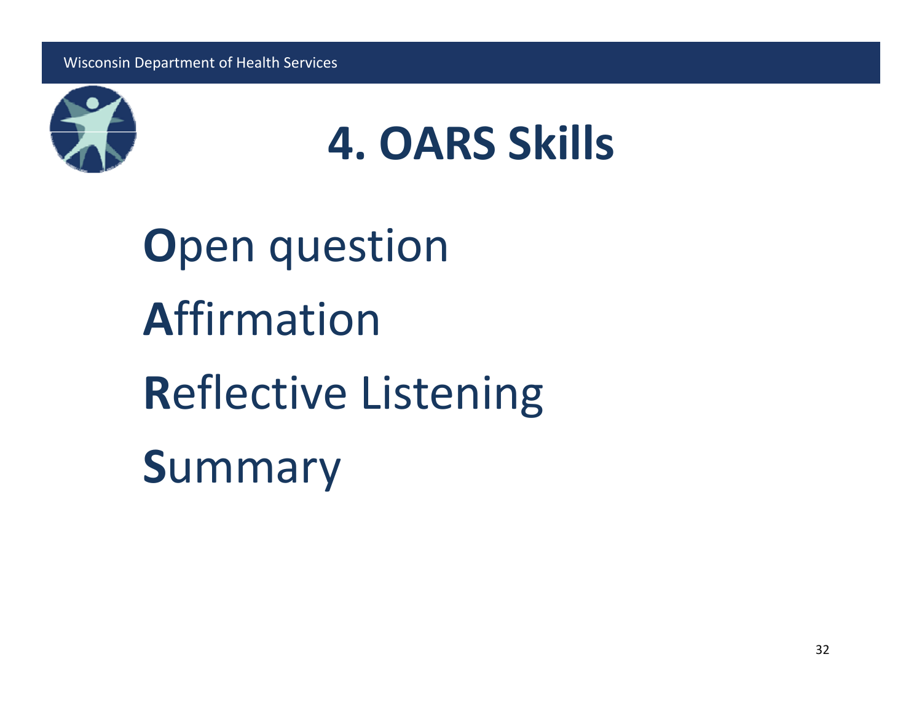# 4. OARS Skills

**O**pen question

**A**ffirmation

**R**eflective Listening

**S**ummary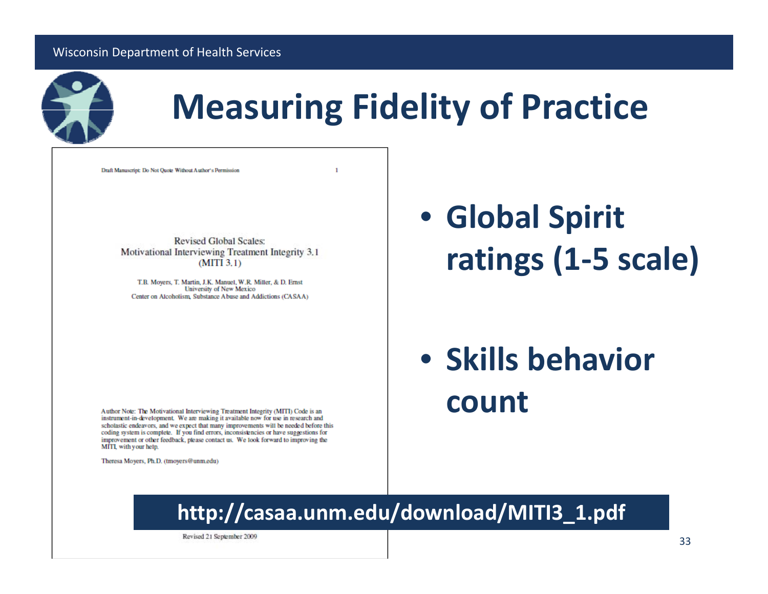# Measuring Fidelity of Practice

Draft Manuscript: Do Not Quote Without Author's Permission

Revised Global Scales:
Motivational Interviewing Treatment Integrity 3.1
(MITI 3.1)

T.B. Moyers, T. Martin, J.K. Manuel, W.R. Miller, & D. Ernst
University of New Mexico
Center on Alcoholism, Substance Abuse and Addictions (CASAA)

Author Note: The Motivational Interviewing Treatment Integrity (MITI) Code is an instrument-in-development. We are making it available now for use in research and scholastic endeavors, and we expect that many improvements will be needed before this coding system is complete. If you find errors, inconsistencies or have suggestions for improvement or other feedback, please contact us. We look forward to improving the MITI, with your help.

Theresa Moyers, Ph.D. (tmoyers@unm.edu)

Revised 21 September 2009

- **Global Spirit ratings (1-5 scale)**
- **Skills behavior count**

**http://casaa.unm.edu/download/MITI3_1.pdf**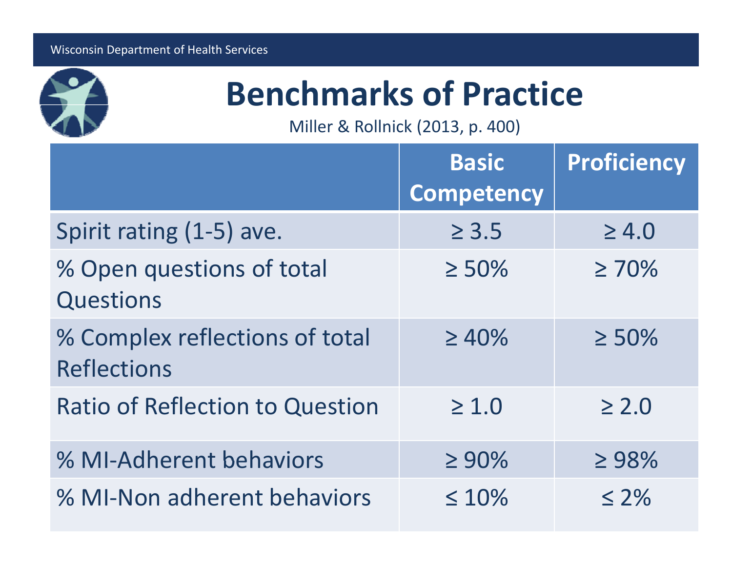# Benchmarks of Practice

Miller & Rollnick (2013, p. 400)

| | Basic Competency | Proficiency |
|---|---|---|
| Spirit rating (1-5) ave. | ≥ 3.5 | ≥ 4.0 |
| % Open questions of total Questions | ≥ 50% | ≥ 70% |
| % Complex reflections of total Reflections | ≥ 40% | ≥ 50% |
| Ratio of Reflection to Question | ≥ 1.0 | ≥ 2.0 |
| % MI-Adherent behaviors | ≥ 90% | ≥ 98% |
| % MI-Non adherent behaviors | ≤ 10% | ≤ 2% |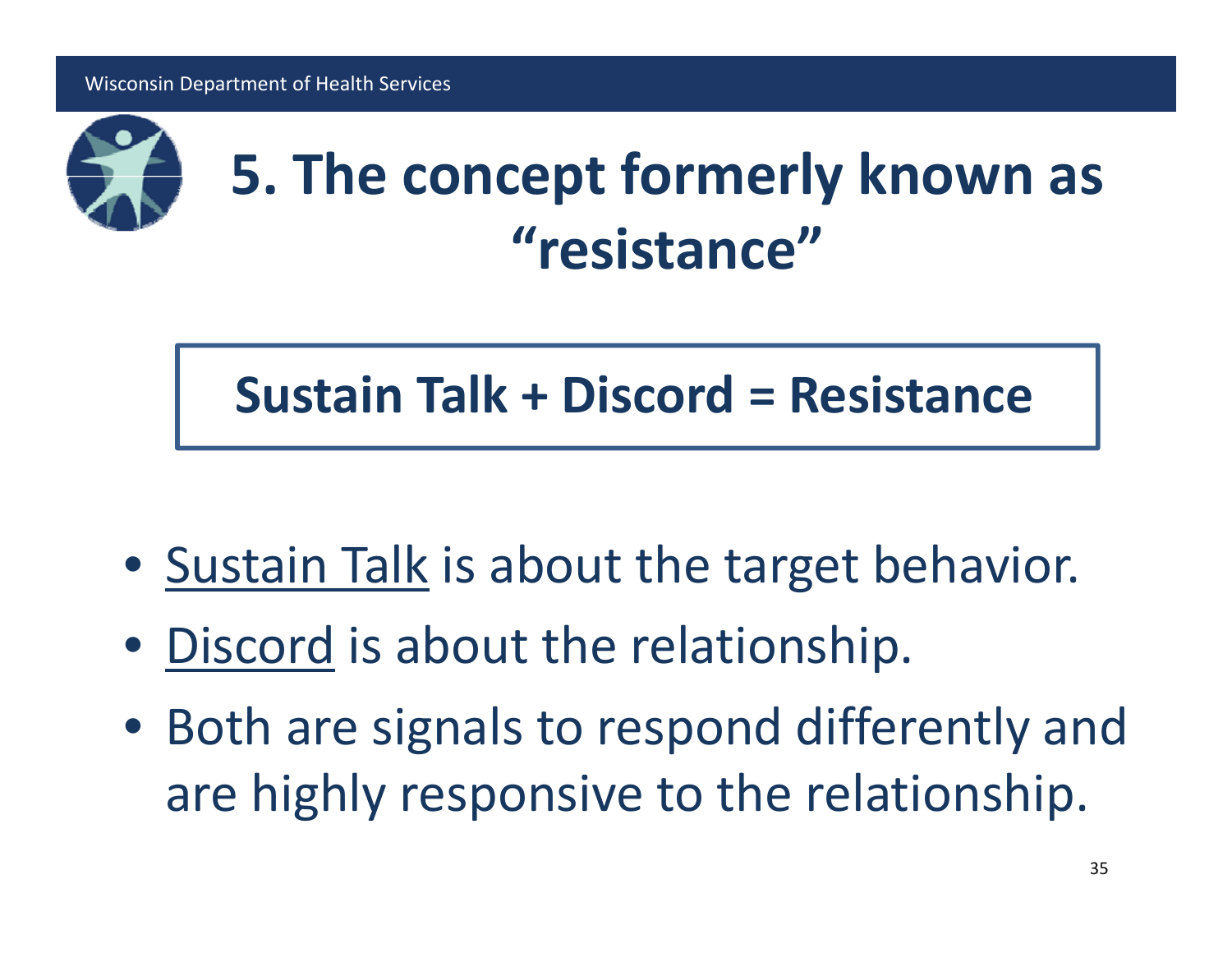# 5. The concept formerly known as "resistance"

**Sustain Talk + Discord = Resistance**

- Sustain Talk is about the target behavior.
- Discord is about the relationship.
- Both are signals to respond differently and are highly responsive to the relationship.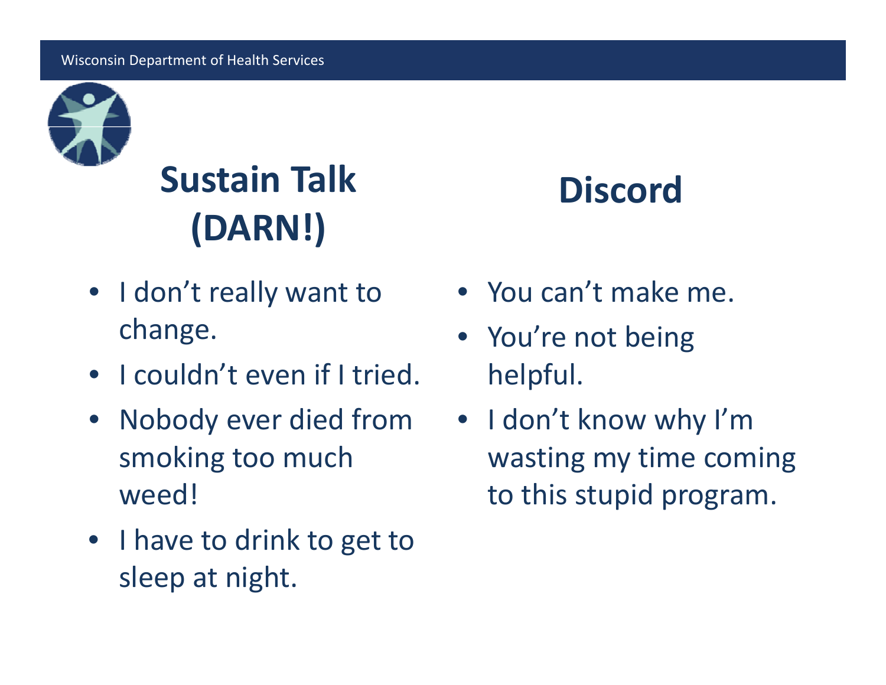## Sustain Talk (DARN!)

- I don't really want to change.
- I couldn't even if I tried.
- Nobody ever died from smoking too much weed!
- I have to drink to get to sleep at night.

## Discord

- You can't make me.
- You're not being helpful.
- I don't know why I'm wasting my time coming to this stupid program.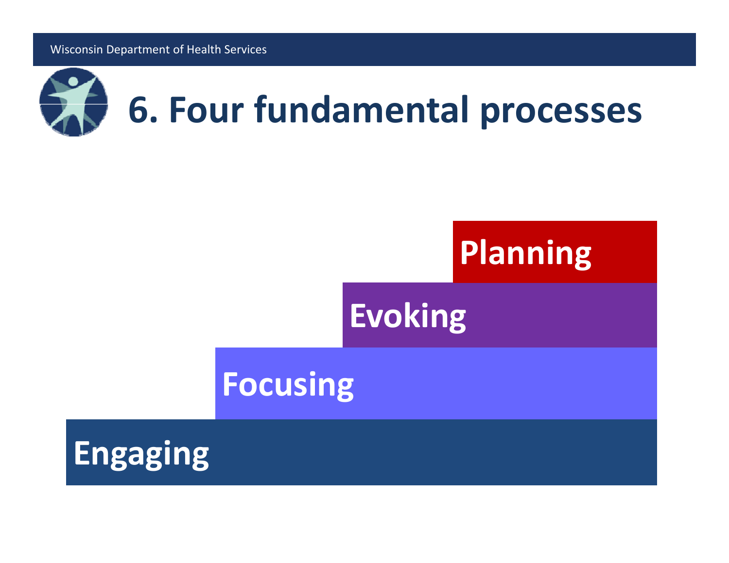# 6. Four fundamental processes

Planning

Evoking

Focusing

Engaging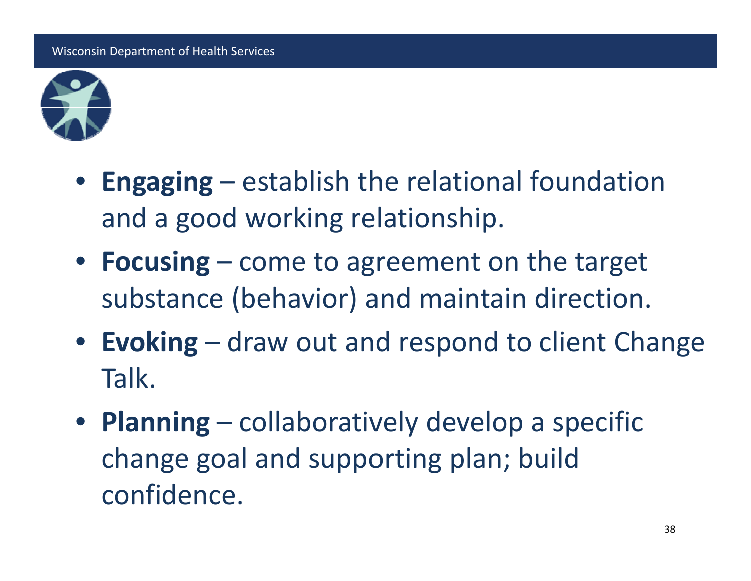- **Engaging** – establish the relational foundation and a good working relationship.
- **Focusing** – come to agreement on the target substance (behavior) and maintain direction.
- **Evoking** – draw out and respond to client Change Talk.
- **Planning** – collaboratively develop a specific change goal and supporting plan; build confidence.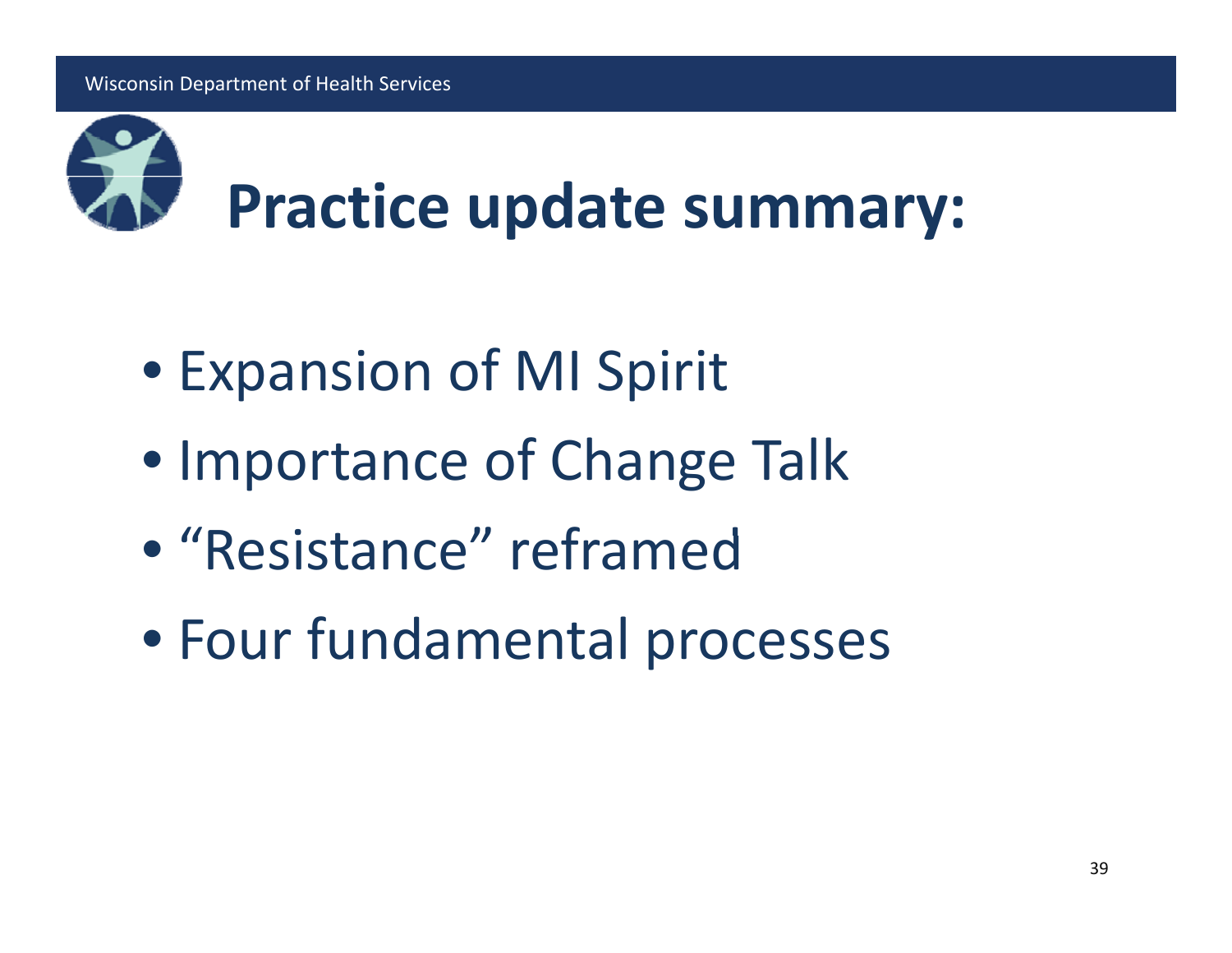# Practice update summary:

- Expansion of MI Spirit
- Importance of Change Talk
- "Resistance" reframed
- Four fundamental processes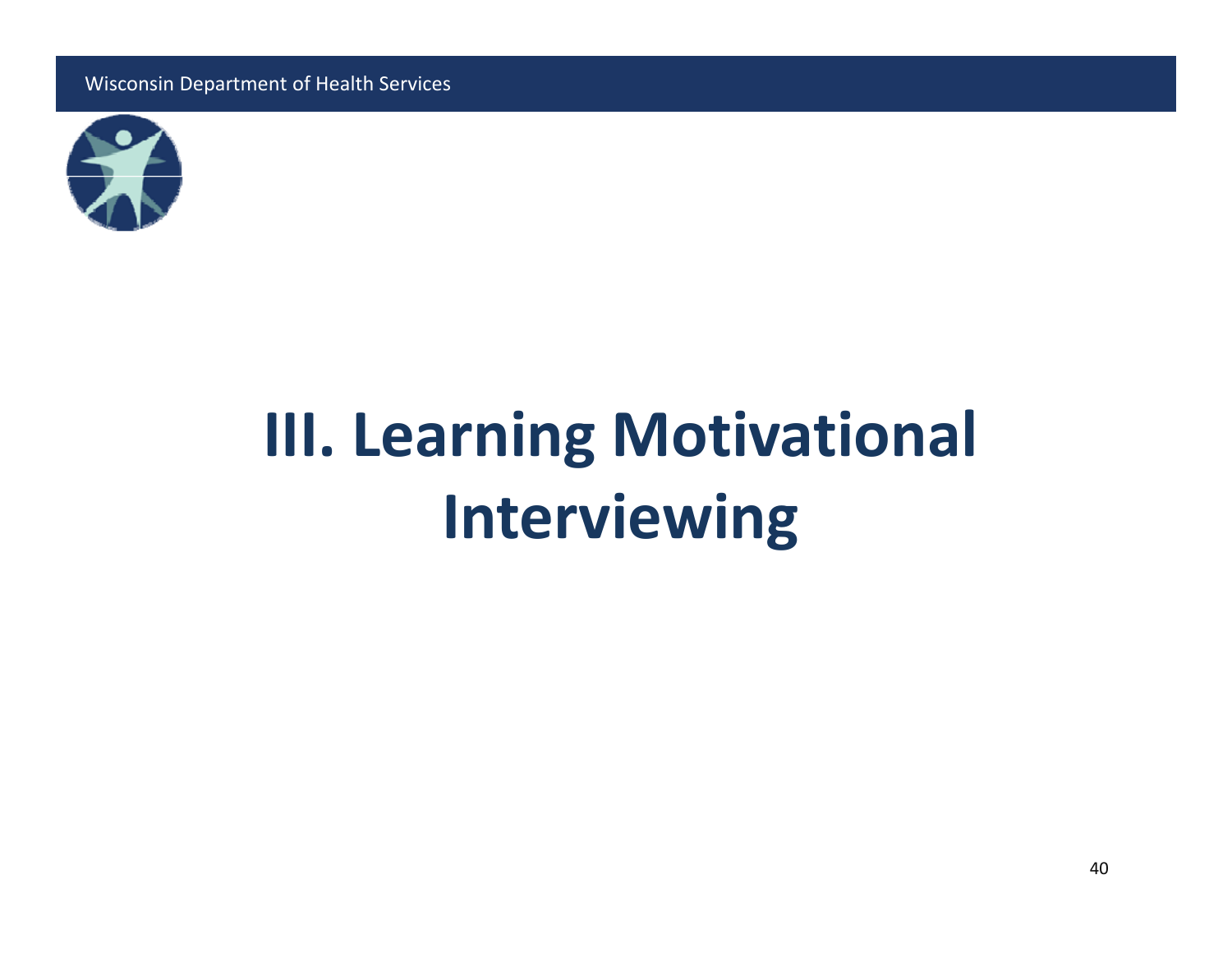# III. Learning Motivational Interviewing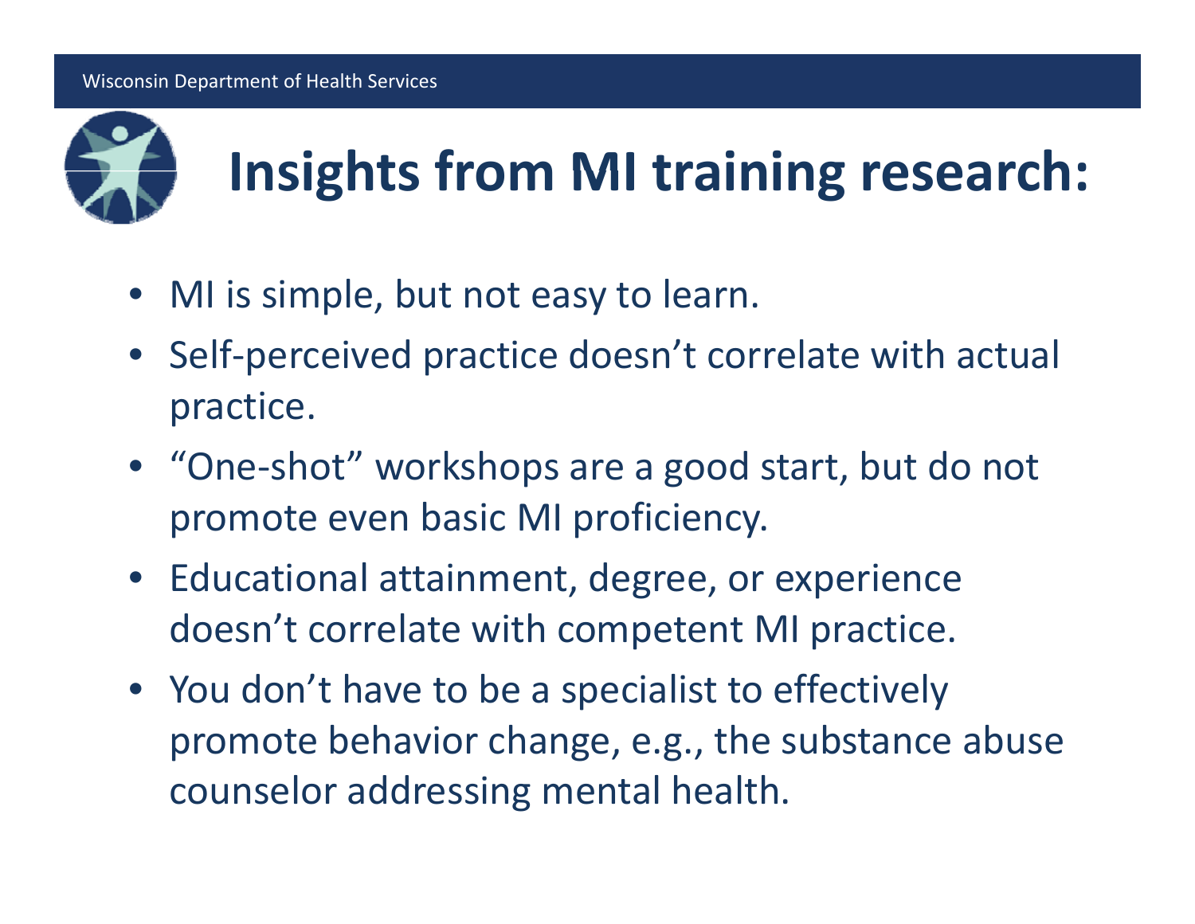# Insights from MI training research:

- MI is simple, but not easy to learn.
- Self-perceived practice doesn't correlate with actual practice.
- "One-shot" workshops are a good start, but do not promote even basic MI proficiency.
- Educational attainment, degree, or experience doesn't correlate with competent MI practice.
- You don't have to be a specialist to effectively promote behavior change, e.g., the substance abuse counselor addressing mental health.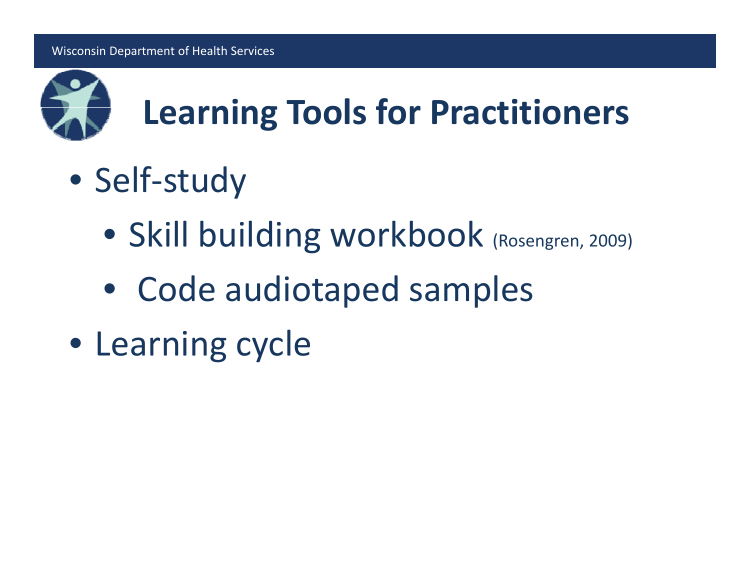# Learning Tools for Practitioners

- Self-study
  - Skill building workbook (Rosengren, 2009)
  - Code audiotaped samples
- Learning cycle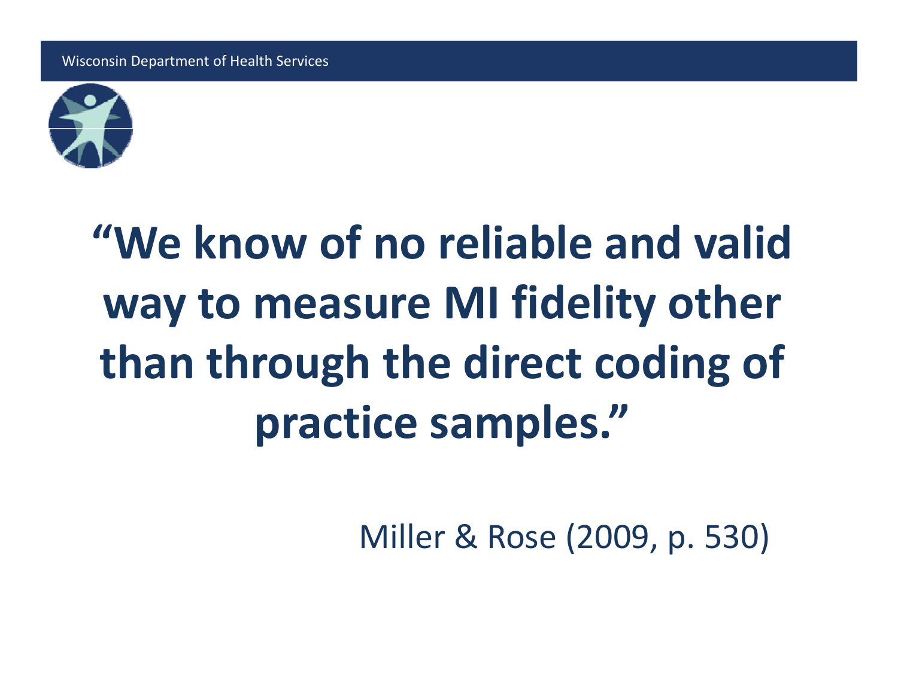**“We know of no reliable and valid way to measure MI fidelity other than through the direct coding of practice samples.”**

Miller & Rose (2009, p. 530)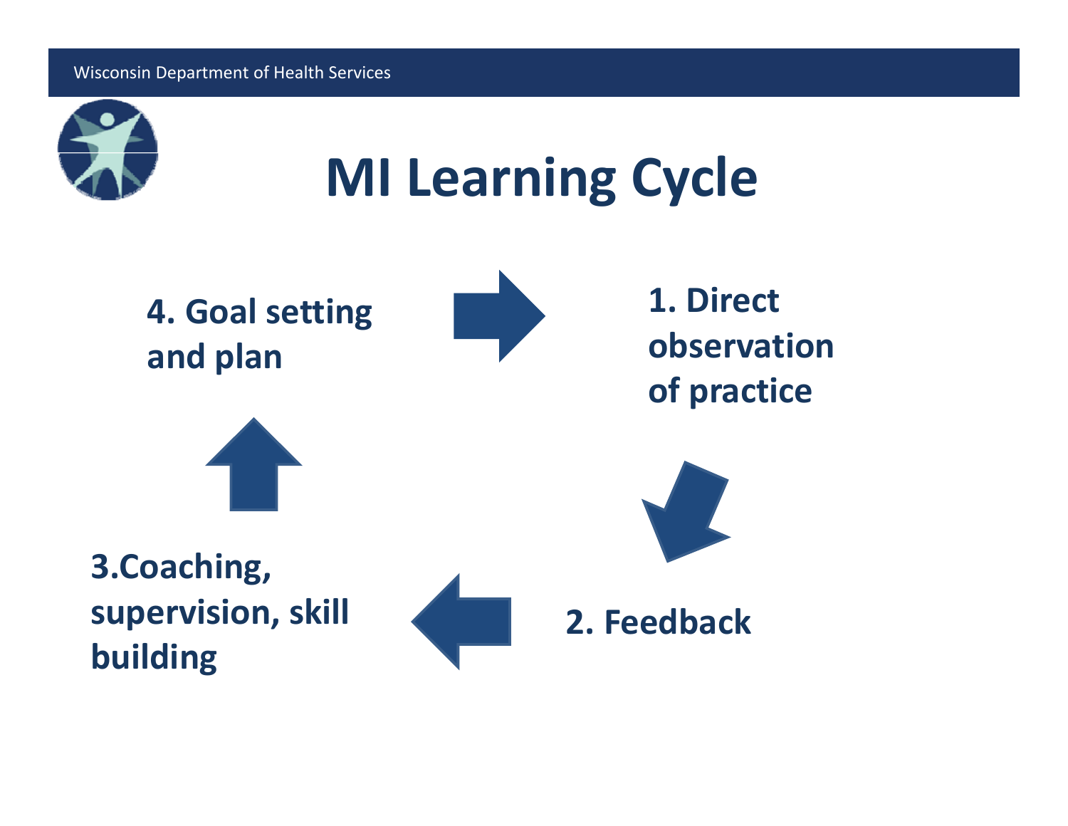# MI Learning Cycle

1. Direct observation of practice
2. Feedback
3. Coaching, supervision, skill building
4. Goal setting and plan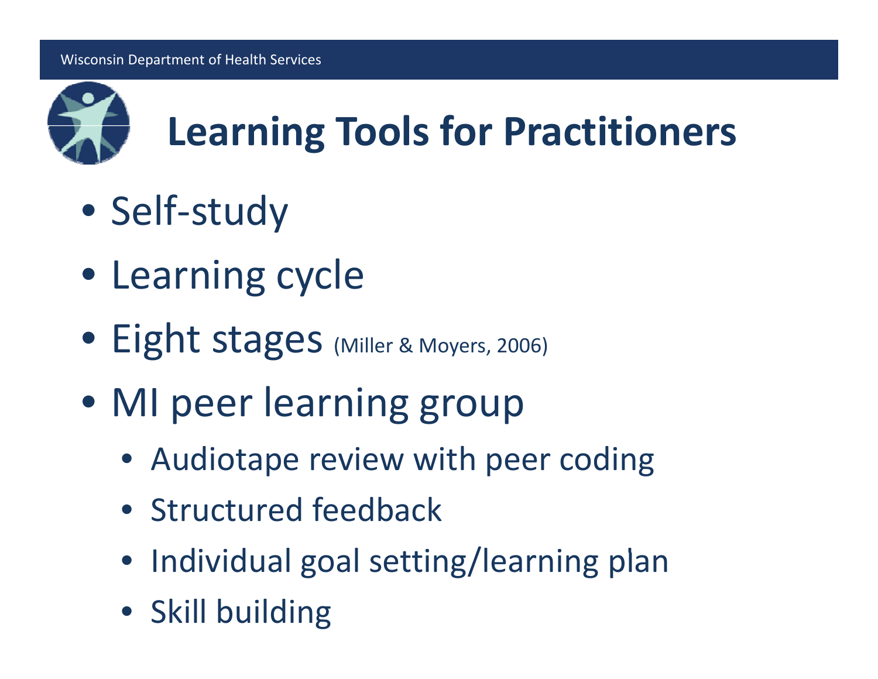# Learning Tools for Practitioners

- Self-study
- Learning cycle
- Eight stages (Miller & Moyers, 2006)
- MI peer learning group
  - Audiotape review with peer coding
  - Structured feedback
  - Individual goal setting/learning plan
  - Skill building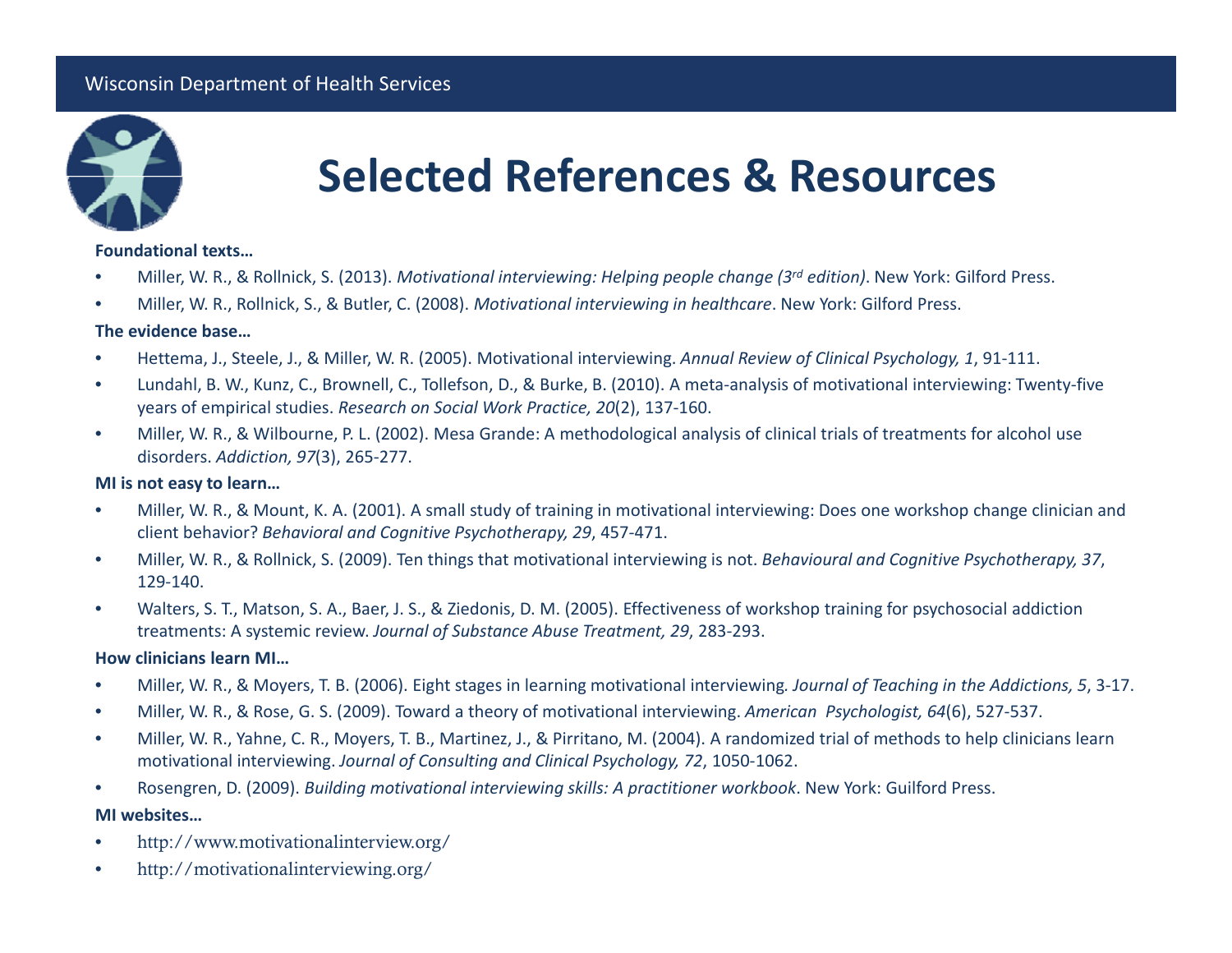# Selected References & Resources

**Foundational texts…**

- Miller, W. R., & Rollnick, S. (2013). *Motivational interviewing: Helping people change (3rd edition)*. New York: Gilford Press.
- Miller, W. R., Rollnick, S., & Butler, C. (2008). *Motivational interviewing in healthcare*. New York: Gilford Press.

**The evidence base…**

- Hettema, J., Steele, J., & Miller, W. R. (2005). Motivational interviewing. *Annual Review of Clinical Psychology, 1*, 91-111.
- Lundahl, B. W., Kunz, C., Brownell, C., Tollefson, D., & Burke, B. (2010). A meta-analysis of motivational interviewing: Twenty-five years of empirical studies. *Research on Social Work Practice, 20*(2), 137-160.
- Miller, W. R., & Wilbourne, P. L. (2002). Mesa Grande: A methodological analysis of clinical trials of treatments for alcohol use disorders. *Addiction, 97*(3), 265-277.

**MI is not easy to learn…**

- Miller, W. R., & Mount, K. A. (2001). A small study of training in motivational interviewing: Does one workshop change clinician and client behavior? *Behavioral and Cognitive Psychotherapy, 29*, 457-471.
- Miller, W. R., & Rollnick, S. (2009). Ten things that motivational interviewing is not. *Behavioural and Cognitive Psychotherapy, 37*, 129-140.
- Walters, S. T., Matson, S. A., Baer, J. S., & Ziedonis, D. M. (2005). Effectiveness of workshop training for psychosocial addiction treatments: A systemic review. *Journal of Substance Abuse Treatment, 29*, 283-293.

**How clinicians learn MI…**

- Miller, W. R., & Moyers, T. B. (2006). Eight stages in learning motivational interviewing*. Journal of Teaching in the Addictions, 5*, 3-17.
- Miller, W. R., & Rose, G. S. (2009). Toward a theory of motivational interviewing. *American Psychologist, 64*(6), 527-537.
- Miller, W. R., Yahne, C. R., Moyers, T. B., Martinez, J., & Pirritano, M. (2004). A randomized trial of methods to help clinicians learn motivational interviewing. *Journal of Consulting and Clinical Psychology, 72*, 1050-1062.
- Rosengren, D. (2009). *Building motivational interviewing skills: A practitioner workbook*. New York: Guilford Press.

**MI websites…**

- http://www.motivationalinterview.org/
- http://motivationalinterviewing.org/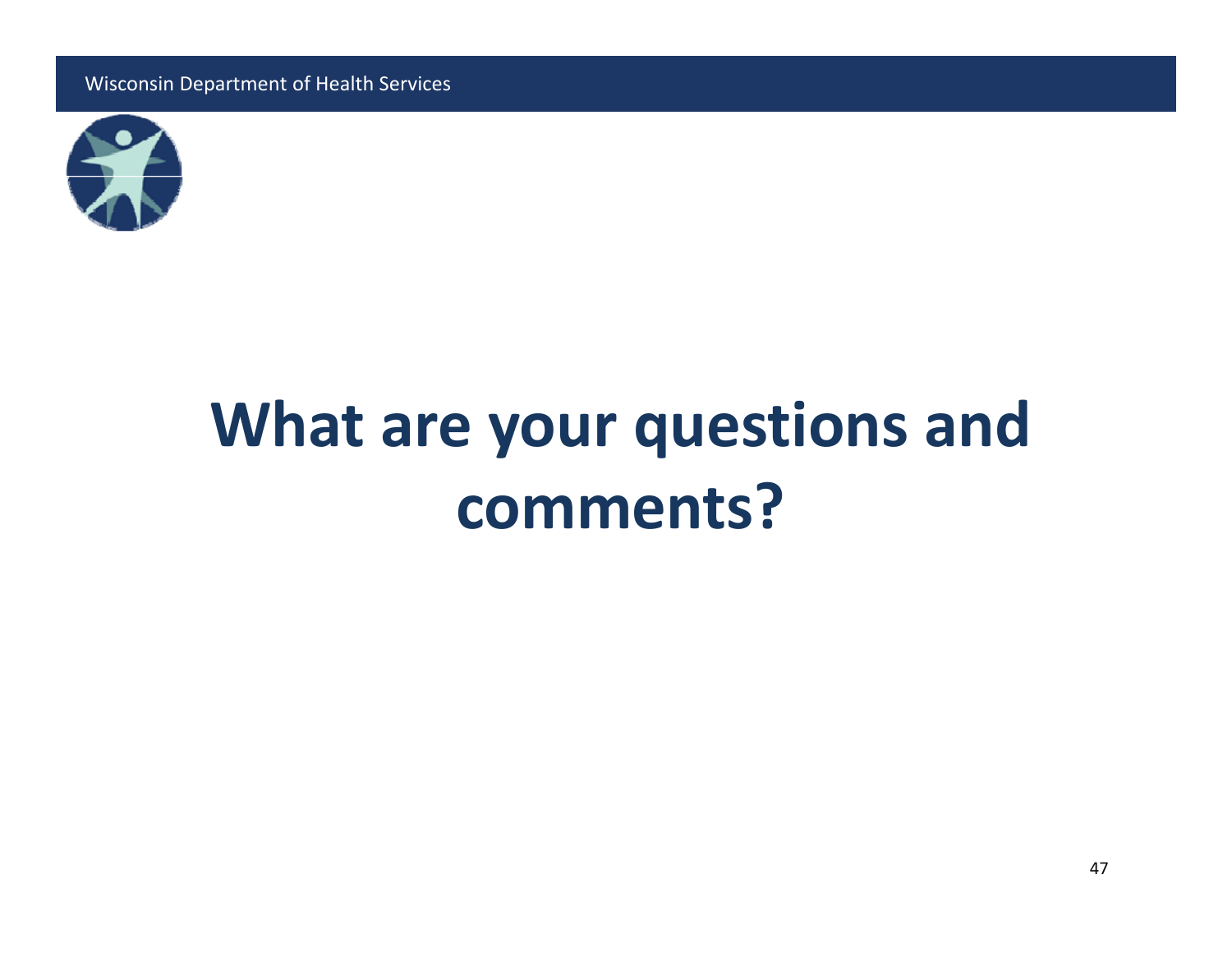# What are your questions and comments?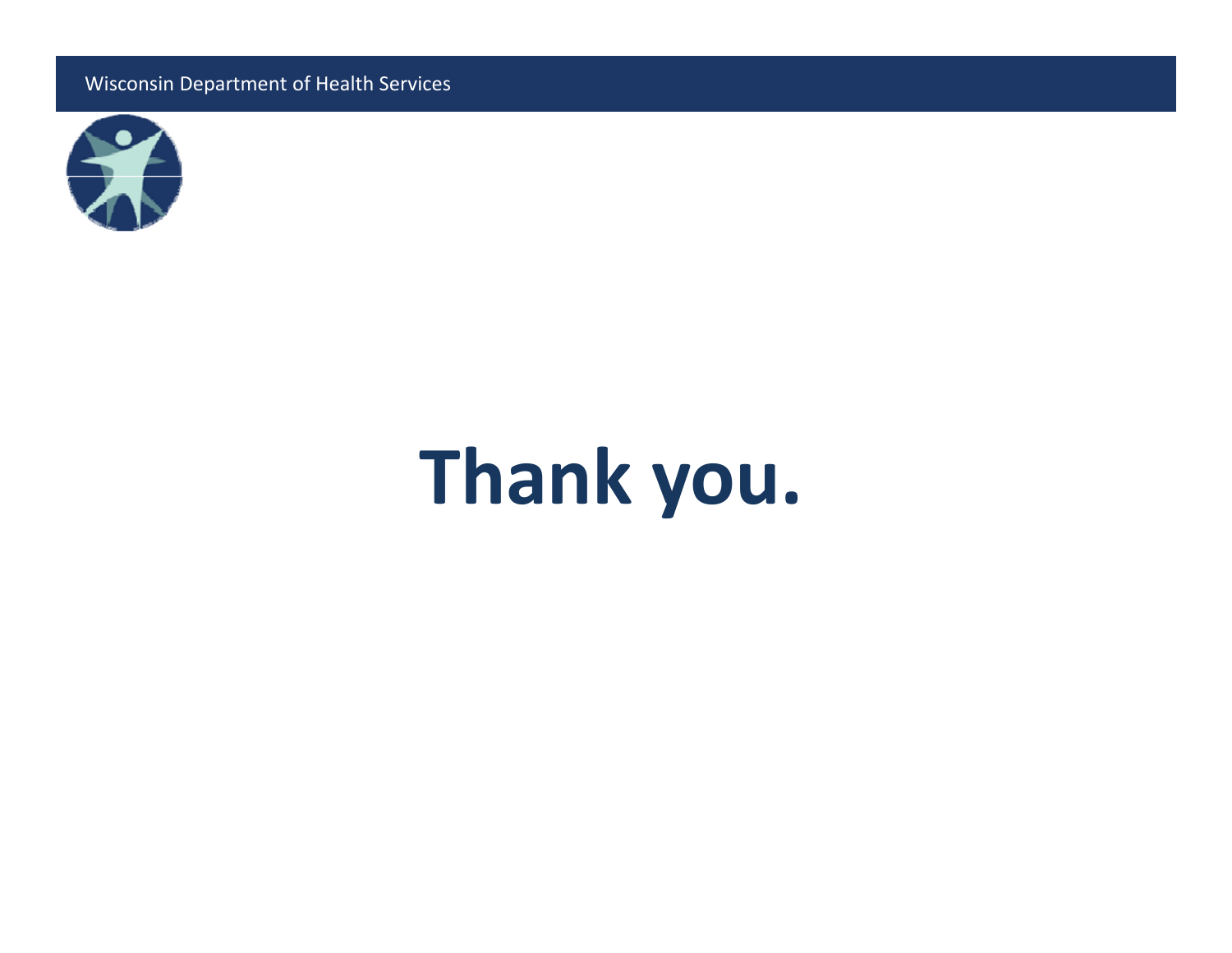# Thank you.